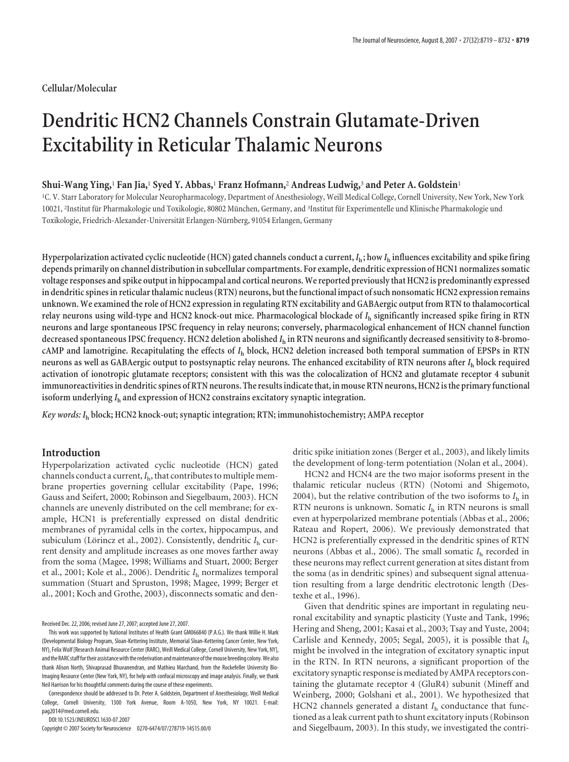Cellular/Molecular

# Dendritic HCN2 Channels Constrain Glutamate-Driven Excitability in Reticular Thalamic Neurons

**Shui-Wang Ying,[1] Fan Jia,[1] Syed Y. Abbas,[1] Franz Hofmann,[2] Andreas Ludwig,[3] and Peter A. Goldstein[1]**

[1]C. V. Starr Laboratory for Molecular Neuropharmacology, Department of Anesthesiology, Weill Medical College, Cornell University, New York, New York 10021, [2]Institut für Pharmakologie und Toxikologie, 80802 München, Germany, and [3]Institut für Experimentelle und Klinische Pharmakologie und Toxikologie, Friedrich-Alexander-Universität Erlangen-Nürnberg, 91054 Erlangen, Germany

**Hyperpolarization activated cyclic nucleotide (HCN) gated channels conduct a current, $I_h$; how $I_h$ influences excitability and spike firing depends primarily on channel distribution in subcellular compartments. For example, dendritic expression of HCN1 normalizes somatic voltage responses and spike output in hippocampal and cortical neurons. We reported previously that HCN2 is predominantly expressed in dendritic spines in reticular thalamic nucleus (RTN) neurons, but the functional impact of such nonsomatic HCN2 expression remains unknown. We examined the role of HCN2 expression in regulating RTN excitability and GABAergic output from RTN to thalamocortical relay neurons using wild-type and HCN2 knock-out mice. Pharmacological blockade of $I_h$ significantly increased spike firing in RTN neurons and large spontaneous IPSC frequency in relay neurons; conversely, pharmacological enhancement of HCN channel function decreased spontaneous IPSC frequency. HCN2 deletion abolished $I_h$ in RTN neurons and significantly decreased sensitivity to 8-bromo-cAMP and lamotrigine. Recapitulating the effects of $I_h$ block, HCN2 deletion increased both temporal summation of EPSPs in RTN neurons as well as GABAergic output to postsynaptic relay neurons. The enhanced excitability of RTN neurons after $I_h$ block required activation of ionotropic glutamate receptors; consistent with this was the colocalization of HCN2 and glutamate receptor 4 subunit immunoreactivities in dendritic spines of RTN neurons. The results indicate that, in mouse RTN neurons, HCN2 is the primary functional isoform underlying $I_h$ and expression of HCN2 constrains excitatory synaptic integration.**

***Key words:*** ***$I_h$*** **block; HCN2 knock-out; synaptic integration; RTN; immunohistochemistry; AMPA receptor**

## Introduction

Hyperpolarization activated cyclic nucleotide (HCN) gated channels conduct a current, $I_h$, that contributes to multiple membrane properties governing cellular excitability (Pape, 1996; Gauss and Seifert, 2000; Robinson and Siegelbaum, 2003). HCN channels are unevenly distributed on the cell membrane; for example, HCN1 is preferentially expressed on distal dendritic membranes of pyramidal cells in the cortex, hippocampus, and subiculum (Lörincz et al., 2002). Consistently, dendritic $I_h$ current density and amplitude increases as one moves farther away from the soma (Magee, 1998; Williams and Stuart, 2000; Berger et al., 2001; Kole et al., 2006). Dendritic $I_h$ normalizes temporal summation (Stuart and Spruston, 1998; Magee, 1999; Berger et al., 2001; Koch and Grothe, 2003), disconnects somatic and dendritic spike initiation zones (Berger et al., 2003), and likely limits the development of long-term potentiation (Nolan et al., 2004).

HCN2 and HCN4 are the two major isoforms present in the thalamic reticular nucleus (RTN) (Notomi and Shigemoto, 2004), but the relative contribution of the two isoforms to $I_h$ in RTN neurons is unknown. Somatic $I_h$ in RTN neurons is small even at hyperpolarized membrane potentials (Abbas et al., 2006; Rateau and Ropert, 2006). We previously demonstrated that HCN2 is preferentially expressed in the dendritic spines of RTN neurons (Abbas et al., 2006). The small somatic $I_h$ recorded in these neurons may reflect current generation at sites distant from the soma (as in dendritic spines) and subsequent signal attenuation resulting from a large dendritic electrotonic length (Destexhe et al., 1996).

Given that dendritic spines are important in regulating neuronal excitability and synaptic plasticity (Yuste and Tank, 1996; Hering and Sheng, 2001; Kasai et al., 2003; Tsay and Yuste, 2004; Carlisle and Kennedy, 2005; Segal, 2005), it is possible that $I_h$ might be involved in the integration of excitatory synaptic input in the RTN. In RTN neurons, a significant proportion of the excitatory synaptic response is mediated by AMPA receptors containing the glutamate receptor 4 (GluR4) subunit (Mineff and Weinberg, 2000; Golshani et al., 2001). We hypothesized that HCN2 channels generated a distant $I_h$ conductance that functioned as a leak current path to shunt excitatory inputs (Robinson and Siegelbaum, 2003). In this study, we investigated the contri-

Received Dec. 22, 2006; revised June 27, 2007; accepted June 27, 2007.

This work was supported by National Institutes of Health Grant GM066840 (P.A.G.). We thank Willie H. Mark (Developmental Biology Program, Sloan-Kettering Institute, Memorial Sloan-Kettering Cancer Center, New York, NY), Felix Wolf [Research Animal Resource Center (RARC), Weill Medical College, Cornell University, New York, NY], and the RARC staff for their assistance with the rederivation and maintenance of the mouse breeding colony. We also thank Alison North, Shivaprasad Bhuvanendran, and Mathieu Marchand, from the Rockefeller University Bio-Imaging Resource Center (New York, NY), for help with confocal microscopy and image analysis. Finally, we thank Neil Harrison for his thoughtful comments during the course of these experiments.

Correspondence should be addressed to Dr. Peter A. Goldstein, Department of Anesthesiology, Weill Medical College, Cornell University, 1300 York Avenue, Room A-1050, New York, NY 10021. E-mail: pag2014@med.cornell.edu.

DOI:10.1523/JNEUROSCI.1630-07.2007

Copyright © 2007 Society for Neuroscience 0270-6474/07/278719-14$15.00/0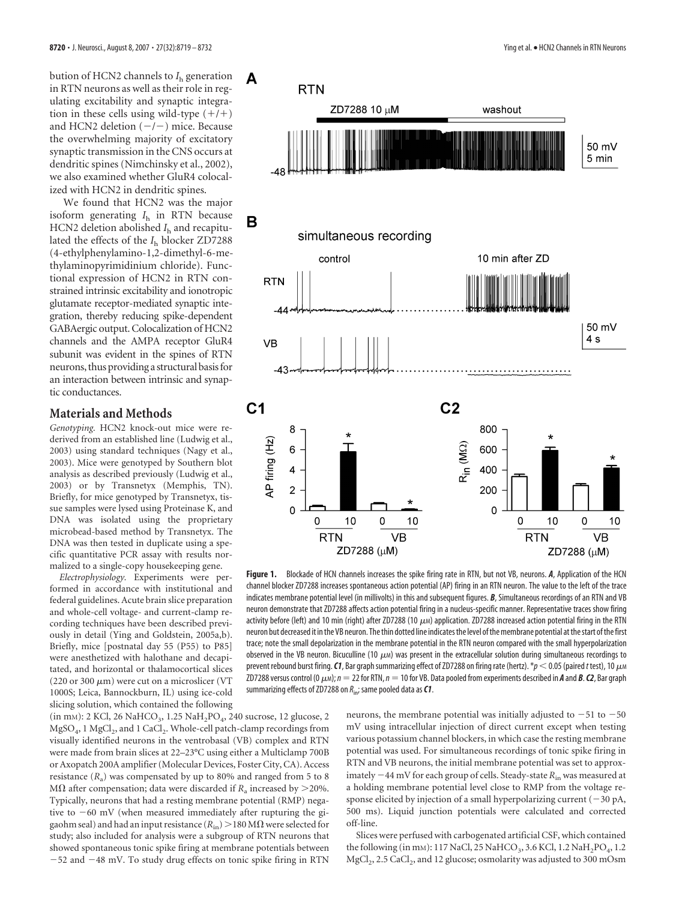bution of HCN2 channels to $I_h$ generation in RTN neurons as well as their role in regulating excitability and synaptic integration in these cells using wild-type (+/+) and HCN2 deletion (−/−) mice. Because the overwhelming majority of excitatory synaptic transmission in the CNS occurs at dendritic spines (Nimchinsky et al., 2002), we also examined whether GluR4 colocalized with HCN2 in dendritic spines.

We found that HCN2 was the major isoform generating $I_h$ in RTN because HCN2 deletion abolished $I_h$ and recapitulated the effects of the $I_h$ blocker ZD7288 (4-ethylphenylamino-1,2-dimethyl-6-methylaminopyrimidinium chloride). Functional expression of HCN2 in RTN constrained intrinsic excitability and ionotropic glutamate receptor-mediated synaptic integration, thereby reducing spike-dependent GABAergic output. Colocalization of HCN2 channels and the AMPA receptor GluR4 subunit was evident in the spines of RTN neurons, thus providing a structural basis for an interaction between intrinsic and synaptic conductances.

## Materials and Methods

*Genotyping.* HCN2 knock-out mice were rederived from an established line (Ludwig et al., 2003) using standard techniques (Nagy et al., 2003). Mice were genotyped by Southern blot analysis as described previously (Ludwig et al., 2003) or by Transnetyx (Memphis, TN). Briefly, for mice genotyped by Transnetyx, tissue samples were lysed using Proteinase K, and DNA was isolated using the proprietary microbead-based method by Transnetyx. The DNA was then tested in duplicate using a specific quantitative PCR assay with results normalized to a single-copy housekeeping gene.

*Electrophysiology.* Experiments were performed in accordance with institutional and federal guidelines. Acute brain slice preparation and whole-cell voltage- and current-clamp recording techniques have been described previously in detail (Ying and Goldstein, 2005a,b). Briefly, mice [postnatal day 55 (P55) to P85] were anesthetized with halothane and decapitated, and horizontal or thalamocortical slices (220 or 300 μm) were cut on a microslicer (VT 1000S; Leica, Bannockburn, IL) using ice-cold slicing solution, which contained the following (in mM): 2 KCl, 26 $NaHCO_3$, 1.25 $NaH_2PO_4$, 240 sucrose, 12 glucose, 2 $MgSO_4$, 1 $MgCl_2$, and 1 $CaCl_2$. Whole-cell patch-clamp recordings from visually identified neurons in the ventrobasal (VB) complex and RTN were made from brain slices at 22–23°C using either a Multiclamp 700B or Axopatch 200A amplifier (Molecular Devices, Foster City, CA). Access resistance ($R_a$) was compensated by up to 80% and ranged from 5 to 8 MΩ after compensation; data were discarded if $R_a$ increased by >20%. Typically, neurons that had a resting membrane potential (RMP) negative to −60 mV (when measured immediately after rupturing the gigaohm seal) and had an input resistance ($R_{in}$) >180 MΩ were selected for study; also included for analysis were a subgroup of RTN neurons that showed spontaneous tonic spike firing at membrane potentials between −52 and −48 mV. To study drug effects on tonic spike firing in RTN neurons, the membrane potential was initially adjusted to −51 to −50 mV using intracellular injection of direct current except when testing various potassium channel blockers, in which case the resting membrane potential was used. For simultaneous recordings of tonic spike firing in RTN and VB neurons, the initial membrane potential was set to approximately −44 mV for each group of cells. Steady-state $R_{in}$ was measured at a holding membrane potential level close to RMP from the voltage response elicited by injection of a small hyperpolarizing current (−30 pA, 500 ms). Liquid junction potentials were calculated and corrected off-line.

Slices were perfused with carbogenated artificial CSF, which contained the following (in mM): 117 NaCl, 25 $NaHCO_3$, 3.6 KCl, 1.2 $NaH_2PO_4$, 1.2 $MgCl_2$, 2.5 $CaCl_2$, and 12 glucose; osmolarity was adjusted to 300 mOsm

**Figure 1.** Blockade of HCN channels increases the spike firing rate in RTN, but not VB, neurons. ***A***, Application of the HCN channel blocker ZD7288 increases spontaneous action potential (AP) firing in an RTN neuron. The value to the left of the trace indicates membrane potential level (in millivolts) in this and subsequent figures. ***B***, Simultaneous recordings of an RTN and VB neuron demonstrate that ZD7288 affects action potential firing in a nucleus-specific manner. Representative traces show firing activity before (left) and 10 min (right) after ZD7288 (10 μM) application. ZD7288 increased action potential firing in the RTN neuron but decreased it in the VB neuron. The thin dotted line indicates the level of the membrane potential at the start of the first trace; note the small depolarization in the membrane potential in the RTN neuron compared with the small hyperpolarization observed in the VB neuron. Bicuculline (10 μM) was present in the extracellular solution during simultaneous recordings to prevent rebound burst firing. ***C1***, Bar graph summarizing effect of ZD7288 on firing rate (hertz). *$p < 0.05$ (paired $t$ test), 10 μM ZD7288 versus control (0 μM); $n = 22$ for RTN, $n = 10$ for VB. Data pooled from experiments described in ***A*** and ***B***. ***C2***, Bar graph summarizing effects of ZD7288 on $R_{in}$; same pooled data as ***C1***.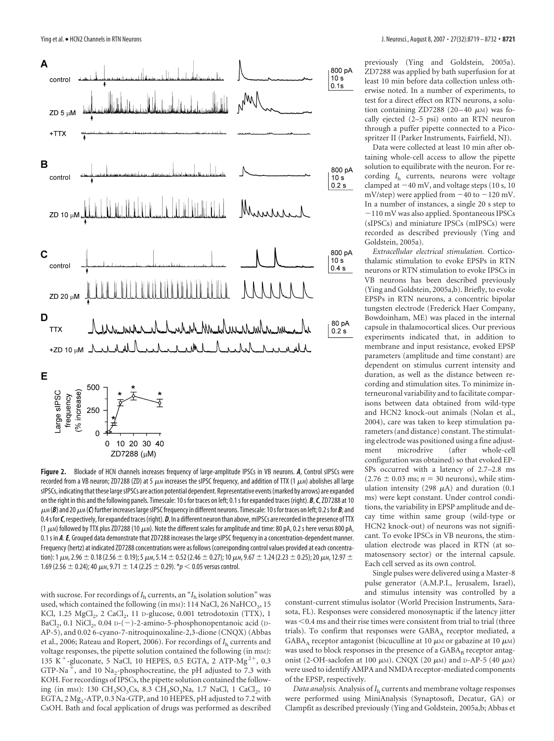**Figure 2.** Blockade of HCN channels increases frequency of large-amplitude IPSCs in VB neurons. ***A***, Control sIPSCs were recorded from a VB neuron; ZD7288 (ZD) at 5 $\mu$M increases the sIPSC frequency, and addition of TTX (1 $\mu$M) abolishes all large sIPSCs, indicating that these large sIPSCs are action potential dependent. Representative events (marked by arrows) are expanded on the right in this and the following panels. Timescale: 10 s for traces on left; 0.1 s for expanded traces (right). ***B***, ***C***, ZD7288 at 10 $\mu$M (***B***) and 20 $\mu$M (***C***) further increases large sIPSC frequency in different neurons. Timescale: 10 s for traces on left; 0.2 s for ***B***; and 0.4 s for ***C***, respectively, for expanded traces (right). ***D***, In a different neuron than above, mIPSCs are recorded in the presence of TTX (1 $\mu$M) followed by TTX plus ZD7288 (10 $\mu$M). Note the different scales for amplitude and time: 80 pA, 0.2 s here versus 800 pA, 0.1 s in ***A***. ***E***, Grouped data demonstrate that ZD7288 increases the large sIPSC frequency in a concentration-dependent manner. Frequency (hertz) at indicated ZD7288 concentrations were as follows (corresponding control values provided at each concentration): 1 $\mu$M, 2.96 ± 0.18 (2.56 ± 0.19); 5 $\mu$M, 5.14 ± 0.52 (2.46 ± 0.27); 10 $\mu$M, 9.67 ± 1.24 (2.23 ± 0.25); 20 $\mu$M, 12.97 ± 1.69 (2.56 ± 0.24); 40 $\mu$M, 9.71 ± 1.4 (2.25 ± 0.29). *$p < 0.05$ versus control.

with sucrose. For recordings of $I_h$ currents, an "$I_h$ isolation solution" was used, which contained the following (in mM): 114 NaCl, 26 $NaHCO_3$, 15 KCl, 1.25 $MgCl_2$, 2 $CaCl_2$, 11 D-glucose, 0.001 tetrodotoxin (TTX), 1 $BaCl_2$, 0.1 $NiCl_2$, 0.04 D-(−)-2-amino-5-phosphonopentanoic acid (D-AP-5), and 0.02 6-cyano-7-nitroquinoxaline-2,3-dione (CNQX) (Abbas et al., 2006; Rateau and Ropert, 2006). For recordings of $I_h$ currents and voltage responses, the pipette solution contained the following (in mM): 135 $K^+$-gluconate, 5 NaCl, 10 HEPES, 0.5 EGTA, 2 ATP-$Mg^{2+}$, 0.3 GTP-$Na^+$, and 10 $Na_2$-phosphocreatine, the pH adjusted to 7.3 with KOH. For recordings of IPSCs, the pipette solution contained the following (in mM): 130 $CH_3SO_3Cs$, 8.3 $CH_3SO_3Na$, 1.7 NaCl, 1 $CaCl_2$, 10 EGTA, 2 $Mg_2$-ATP, 0.3 Na-GTP, and 10 HEPES, pH adjusted to 7.2 with CsOH. Bath and focal application of drugs was performed as described previously (Ying and Goldstein, 2005a). ZD7288 was applied by bath superfusion for at least 10 min before data collection unless otherwise noted. In a number of experiments, to test for a direct effect on RTN neurons, a solution containing ZD7288 (20–40 $\mu$M) was focally ejected (2–5 psi) onto an RTN neuron through a puffer pipette connected to a Picospritzer II (Parker Instruments, Fairfield, NJ).

Data were collected at least 10 min after obtaining whole-cell access to allow the pipette solution to equilibrate with the neuron. For recording $I_h$ currents, neurons were voltage clamped at −40 mV, and voltage steps (10 s, 10 mV/step) were applied from −40 to −120 mV. In a number of instances, a single 20 s step to −110 mV was also applied. Spontaneous IPSCs (sIPSCs) and miniature IPSCs (mIPSCs) were recorded as described previously (Ying and Goldstein, 2005a).

*Extracellular electrical stimulation.* Corticothalamic stimulation to evoke EPSPs in RTN neurons or RTN stimulation to evoke IPSCs in VB neurons has been described previously (Ying and Goldstein, 2005a,b). Briefly, to evoke EPSPs in RTN neurons, a concentric bipolar tungsten electrode (Frederick Haer Company, Bowdoinham, ME) was placed in the internal capsule in thalamocortical slices. Our previous experiments indicated that, in addition to membrane and input resistance, evoked EPSP parameters (amplitude and time constant) are dependent on stimulus current intensity and duration, as well as the distance between recording and stimulation sites. To minimize interneuronal variability and to facilitate comparisons between data obtained from wild-type and HCN2 knock-out animals (Nolan et al., 2004), care was taken to keep stimulation parameters (and distance) constant. The stimulating electrode was positioned using a fine adjustment microdrive (after whole-cell configuration was obtained) so that evoked EPSPs occurred with a latency of 2.7–2.8 ms (2.76 ± 0.03 ms; $n = 30$ neurons), while stimulation intensity (298 $\mu$A) and duration (0.1 ms) were kept constant. Under control conditions, the variability in EPSP amplitude and decay time within same group (wild-type or HCN2 knock-out) of neurons was not significant. To evoke IPSCs in VB neurons, the stimulation electrode was placed in RTN (at somatosensory sector) or the internal capsule. Each cell served as its own control.

Single pulses were delivered using a Master-8 pulse generator (A.M.P.I., Jerusalem, Israel), and stimulus intensity was controlled by a constant-current stimulus isolator (World Precision Instruments, Sarasota, FL). Responses were considered monosynaptic if the latency jitter was <0.4 ms and their rise times were consistent from trial to trial (three trials). To confirm that responses were $GABA_A$ receptor mediated, a $GABA_A$ receptor antagonist (bicuculline at 10 $\mu$M or gabazine at 10 $\mu$M) was used to block responses in the presence of a $GABA_B$ receptor antagonist (2-OH-saclofen at 100 $\mu$M). CNQX (20 $\mu$M) and D-AP-5 (40 $\mu$M) were used to identify AMPA and NMDA receptor-mediated components of the EPSP, respectively.

*Data analysis.* Analysis of $I_h$ currents and membrane voltage responses were performed using MiniAnalysis (Synaptosoft, Decatur, GA) or Clampfit as described previously (Ying and Goldstein, 2005a,b; Abbas et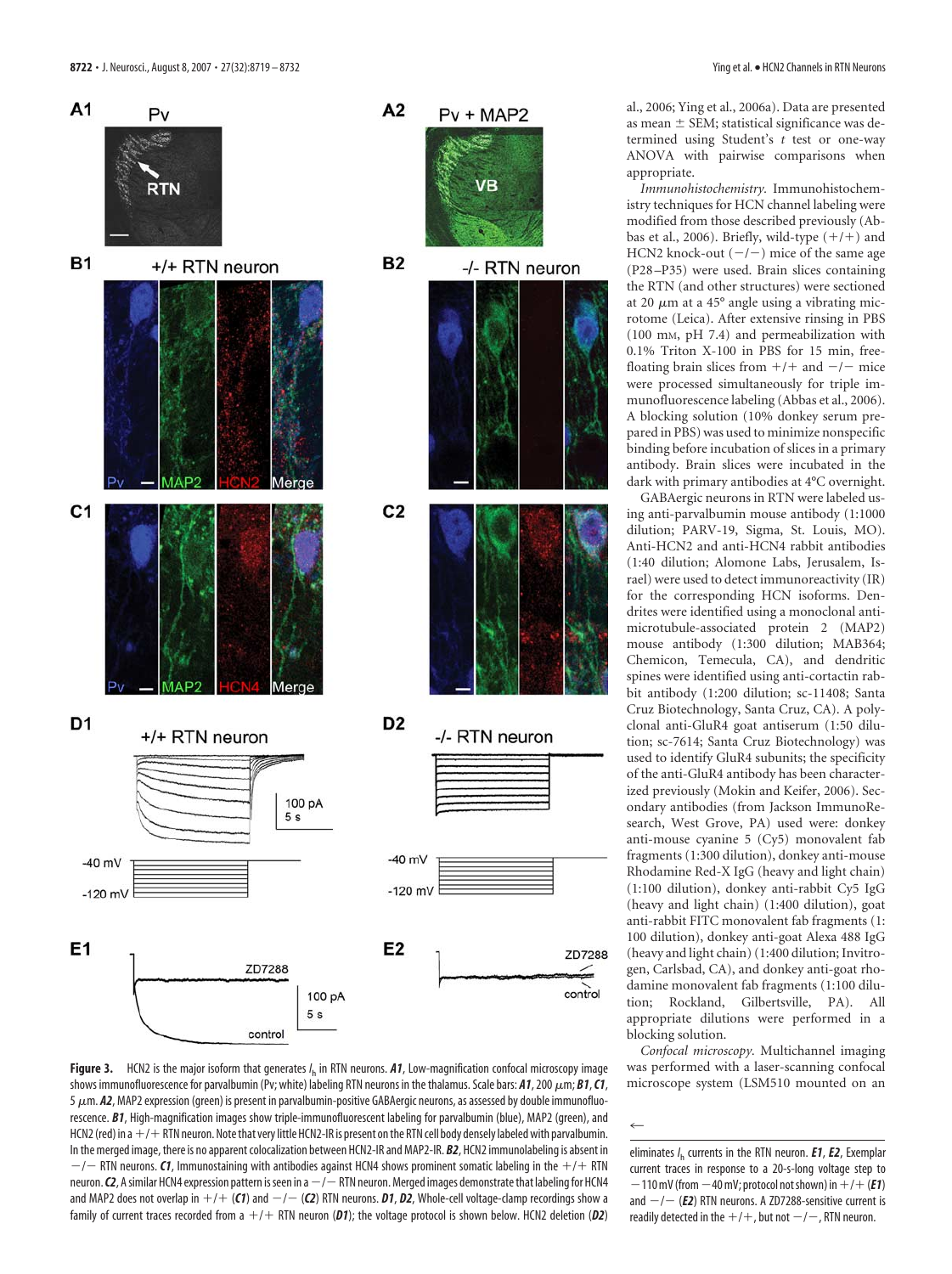**Figure 3.** HCN2 is the major isoform that generates $I_h$ in RTN neurons. ***A1***, Low-magnification confocal microscopy image shows immunofluorescence for parvalbumin (Pv; white) labeling RTN neurons in the thalamus. Scale bars: ***A1***, 200 μm; ***B1***, ***C1***, 5 μm. ***A2***, MAP2 expression (green) is present in parvalbumin-positive GABAergic neurons, as assessed by double immunofluorescence. ***B1***, High-magnification images show triple-immunofluorescent labeling for parvalbumin (blue), MAP2 (green), and HCN2 (red) in a +/+ RTN neuron. Note that very little HCN2-IR is present on the RTN cell body densely labeled with parvalbumin. In the merged image, there is no apparent colocalization between HCN2-IR and MAP2-IR. ***B2***, HCN2 immunolabeling is absent in −/− RTN neurons. ***C1***, Immunostaining with antibodies against HCN4 shows prominent somatic labeling in the +/+ RTN neuron. ***C2***, A similar HCN4 expression pattern is seen in a −/− RTN neuron. Merged images demonstrate that labeling for HCN4 and MAP2 does not overlap in +/+ (***C1***) and −/− (***C2***) RTN neurons. ***D1***, ***D2***, Whole-cell voltage-clamp recordings show a family of current traces recorded from a +/+ RTN neuron (***D1***); the voltage protocol is shown below. HCN2 deletion (***D2***) eliminates $I_h$ currents in the RTN neuron. ***E1***, ***E2***, Exemplar current traces in response to a 20-s-long voltage step to −110 mV (from −40 mV; protocol not shown) in +/+ (***E1***) and −/− (***E2***) RTN neurons. A ZD7288-sensitive current is readily detected in the +/+, but not −/−, RTN neuron.

al., 2006; Ying et al., 2006a). Data are presented as mean ± SEM; statistical significance was determined using Student's *t* test or one-way ANOVA with pairwise comparisons when appropriate.

*Immunohistochemistry.* Immunohistochemistry techniques for HCN channel labeling were modified from those described previously (Abbas et al., 2006). Briefly, wild-type (+/+) and HCN2 knock-out (−/−) mice of the same age (P28–P35) were used. Brain slices containing the RTN (and other structures) were sectioned at 20 μm at a 45° angle using a vibrating microtome (Leica). After extensive rinsing in PBS (100 mM, pH 7.4) and permeabilization with 0.1% Triton X-100 in PBS for 15 min, free-floating brain slices from +/+ and −/− mice were processed simultaneously for triple immunofluorescence labeling (Abbas et al., 2006). A blocking solution (10% donkey serum prepared in PBS) was used to minimize nonspecific binding before incubation of slices in a primary antibody. Brain slices were incubated in the dark with primary antibodies at 4°C overnight.

GABAergic neurons in RTN were labeled using anti-parvalbumin mouse antibody (1:1000 dilution; PARV-19, Sigma, St. Louis, MO). Anti-HCN2 and anti-HCN4 rabbit antibodies (1:40 dilution; Alomone Labs, Jerusalem, Israel) were used to detect immunoreactivity (IR) for the corresponding HCN isoforms. Dendrites were identified using a monoclonal anti-microtubule-associated protein 2 (MAP2) mouse antibody (1:300 dilution; MAB364; Chemicon, Temecula, CA), and dendritic spines were identified using anti-cortactin rabbit antibody (1:200 dilution; sc-11408; Santa Cruz Biotechnology, Santa Cruz, CA). A polyclonal anti-GluR4 goat antiserum (1:50 dilution; sc-7614; Santa Cruz Biotechnology) was used to identify GluR4 subunits; the specificity of the anti-GluR4 antibody has been characterized previously (Mokin and Keifer, 2006). Secondary antibodies (from Jackson ImmunoResearch, West Grove, PA) used were: donkey anti-mouse cyanine 5 (Cy5) monovalent fab fragments (1:300 dilution), donkey anti-mouse Rhodamine Red-X IgG (heavy and light chain) (1:100 dilution), donkey anti-rabbit Cy5 IgG (heavy and light chain) (1:400 dilution), goat anti-rabbit FITC monovalent fab fragments (1:100 dilution), donkey anti-goat Alexa 488 IgG (heavy and light chain) (1:400 dilution; Invitrogen, Carlsbad, CA), and donkey anti-goat rhodamine monovalent fab fragments (1:100 dilution; Rockland, Gilbertsville, PA). All appropriate dilutions were performed in a blocking solution.

*Confocal microscopy.* Multichannel imaging was performed with a laser-scanning confocal microscope system (LSM510 mounted on an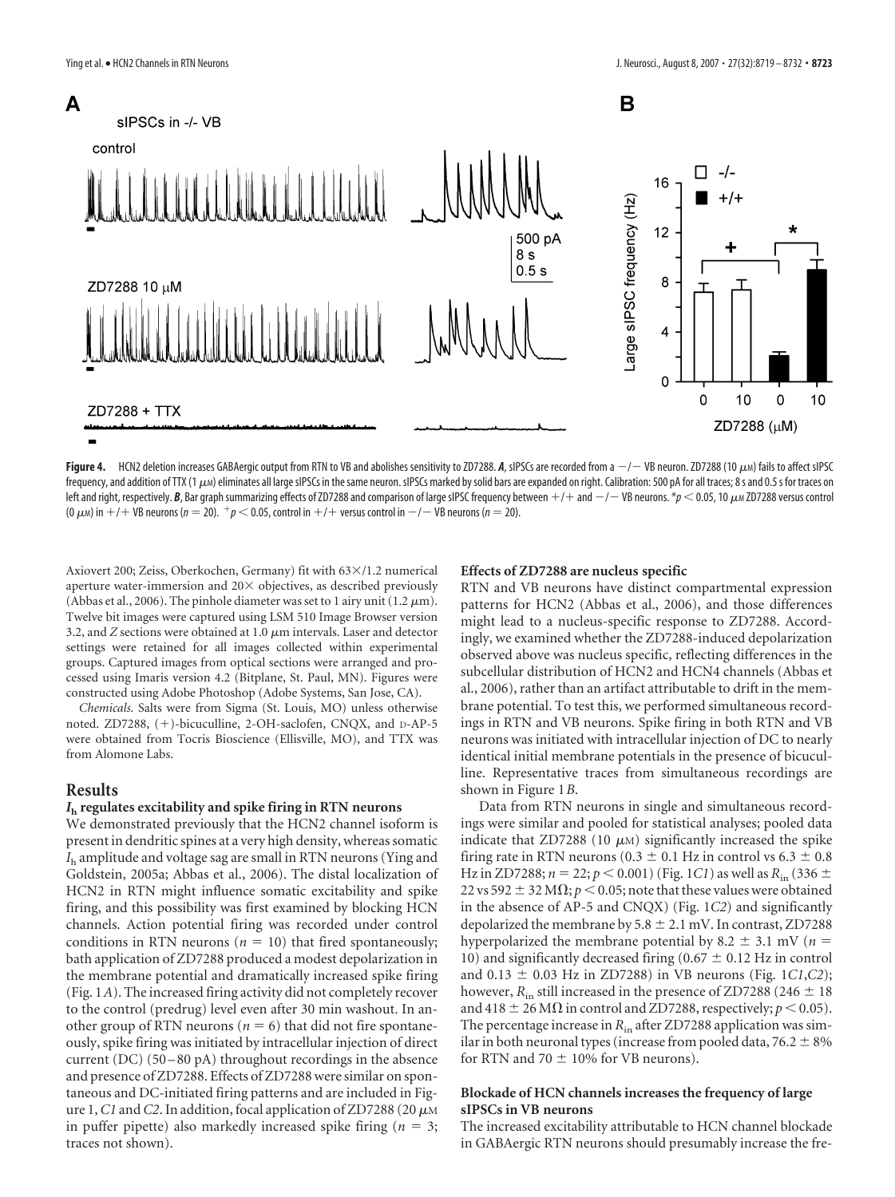**Figure 4.** HCN2 deletion increases GABAergic output from RTN to VB and abolishes sensitivity to ZD7288. ***A***, sIPSCs are recorded from a −/− VB neuron. ZD7288 (10 μM) fails to affect sIPSC frequency, and addition of TTX (1 μM) eliminates all large sIPSCs in the same neuron. sIPSCs marked by solid bars are expanded on right. Calibration: 500 pA for all traces; 8 s and 0.5 s for traces on left and right, respectively. ***B***, Bar graph summarizing effects of ZD7288 and comparison of large sIPSC frequency between +/+ and −/− VB neurons. $^{*}p < 0.05$, 10 μM ZD7288 versus control (0 μM) in +/+ VB neurons ($n = 20$). $^{+}p < 0.05$, control in +/+ versus control in −/− VB neurons ($n = 20$).

Axiovert 200; Zeiss, Oberkochen, Germany) fit with 63×/1.2 numerical aperture water-immersion and 20× objectives, as described previously (Abbas et al., 2006). The pinhole diameter was set to 1 airy unit (1.2 μm). Twelve bit images were captured using LSM 510 Image Browser version 3.2, and *Z* sections were obtained at 1.0 μm intervals. Laser and detector settings were retained for all images collected within experimental groups. Captured images from optical sections were arranged and processed using Imaris version 4.2 (Bitplane, St. Paul, MN). Figures were constructed using Adobe Photoshop (Adobe Systems, San Jose, CA).

*Chemicals.* Salts were from Sigma (St. Louis, MO) unless otherwise noted. ZD7288, (+)-bicuculline, 2-OH-saclofen, CNQX, and D-AP-5 were obtained from Tocris Bioscience (Ellisville, MO), and TTX was from Alomone Labs.

## Results

### $I_h$ regulates excitability and spike firing in RTN neurons

We demonstrated previously that the HCN2 channel isoform is present in dendritic spines at a very high density, whereas somatic $I_h$ amplitude and voltage sag are small in RTN neurons (Ying and Goldstein, 2005a; Abbas et al., 2006). The distal localization of HCN2 in RTN might influence somatic excitability and spike firing, and this possibility was first examined by blocking HCN channels. Action potential firing was recorded under control conditions in RTN neurons ($n = 10$) that fired spontaneously; bath application of ZD7288 produced a modest depolarization in the membrane potential and dramatically increased spike firing (Fig. 1*A*). The increased firing activity did not completely recover to the control (predrug) level even after 30 min washout. In another group of RTN neurons ($n = 6$) that did not fire spontaneously, spike firing was initiated by intracellular injection of direct current (DC) (50–80 pA) throughout recordings in the absence and presence of ZD7288. Effects of ZD7288 were similar on spontaneous and DC-initiated firing patterns and are included in Figure 1, *C1* and *C2*. In addition, focal application of ZD7288 (20 μM in puffer pipette) also markedly increased spike firing ($n = 3$; traces not shown).

### Effects of ZD7288 are nucleus specific

RTN and VB neurons have distinct compartmental expression patterns for HCN2 (Abbas et al., 2006), and those differences might lead to a nucleus-specific response to ZD7288. Accordingly, we examined whether the ZD7288-induced depolarization observed above was nucleus specific, reflecting differences in the subcellular distribution of HCN2 and HCN4 channels (Abbas et al., 2006), rather than an artifact attributable to drift in the membrane potential. To test this, we performed simultaneous recordings in RTN and VB neurons. Spike firing in both RTN and VB neurons was initiated with intracellular injection of DC to nearly identical initial membrane potentials in the presence of bicuculline. Representative traces from simultaneous recordings are shown in Figure 1*B*.

Data from RTN neurons in single and simultaneous recordings were similar and pooled for statistical analyses; pooled data indicate that ZD7288 (10 μM) significantly increased the spike firing rate in RTN neurons (0.3 ± 0.1 Hz in control vs 6.3 ± 0.8 Hz in ZD7288; $n = 22$; $p < 0.001$) (Fig. 1*C1*) as well as $R_{in}$ (336 ± 22 vs 592 ± 32 MΩ; $p < 0.05$; note that these values were obtained in the absence of AP-5 and CNQX) (Fig. 1*C2*) and significantly depolarized the membrane by 5.8 ± 2.1 mV. In contrast, ZD7288 hyperpolarized the membrane potential by 8.2 ± 3.1 mV ($n = 10$) and significantly decreased firing (0.67 ± 0.12 Hz in control and 0.13 ± 0.03 Hz in ZD7288) in VB neurons (Fig. 1*C1*,*C2*); however, $R_{in}$ still increased in the presence of ZD7288 (246 ± 18 and 418 ± 26 MΩ in control and ZD7288, respectively; $p < 0.05$). The percentage increase in $R_{in}$ after ZD7288 application was similar in both neuronal types (increase from pooled data, 76.2 ± 8% for RTN and 70 ± 10% for VB neurons).

### Blockade of HCN channels increases the frequency of large sIPSCs in VB neurons

The increased excitability attributable to HCN channel blockade in GABAergic RTN neurons should presumably increase the fre-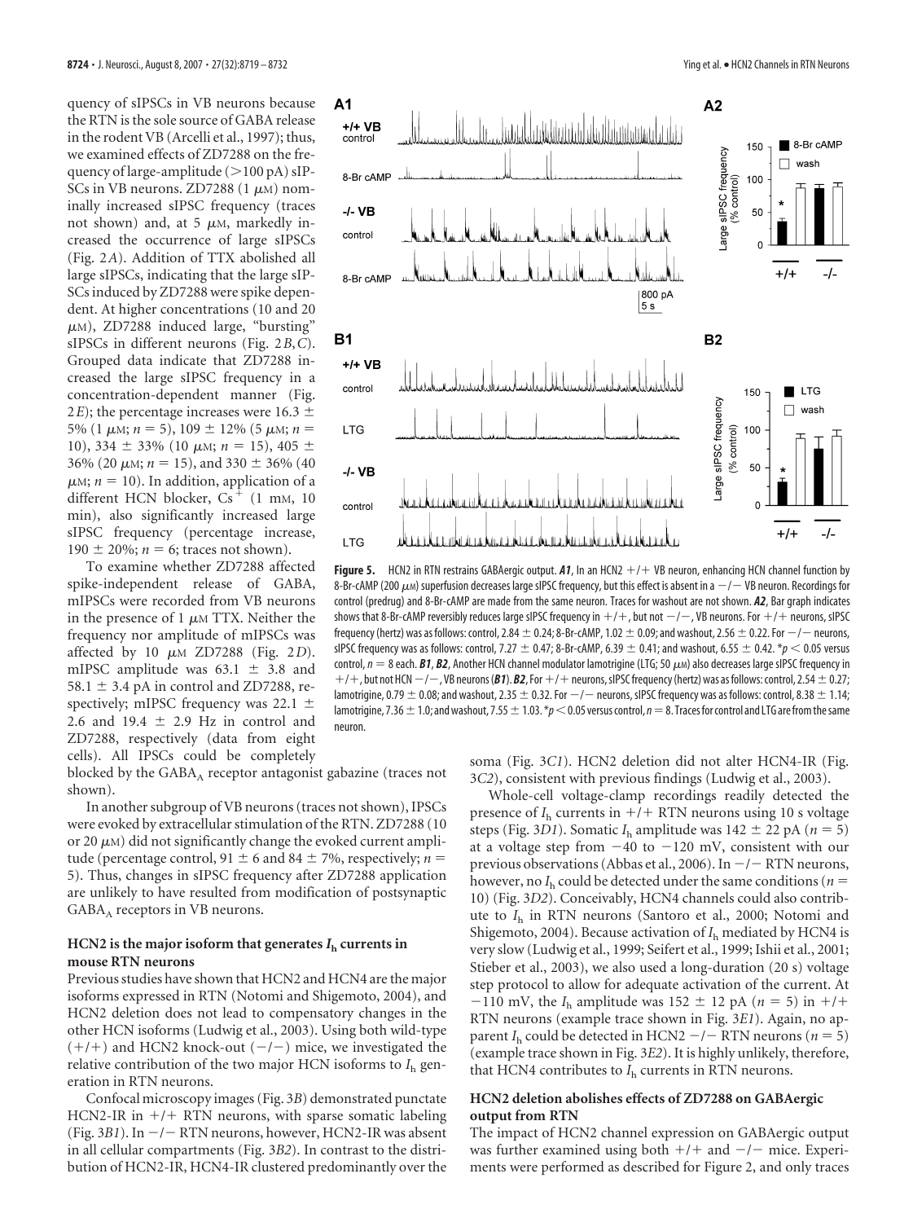quency of sIPSCs in VB neurons because the RTN is the sole source of GABA release in the rodent VB (Arcelli et al., 1997); thus, we examined effects of ZD7288 on the frequency of large-amplitude (>100 pA) sIPSCs in VB neurons. ZD7288 (1 μM) nominally increased sIPSC frequency (traces not shown) and, at 5 μM, markedly increased the occurrence of large sIPSCs (Fig. 2*A*). Addition of TTX abolished all large sIPSCs, indicating that the large sIPSCs induced by ZD7288 were spike dependent. At higher concentrations (10 and 20 μM), ZD7288 induced large, "bursting" sIPSCs in different neurons (Fig. 2*B*,*C*). Grouped data indicate that ZD7288 increased the large sIPSC frequency in a concentration-dependent manner (Fig. 2*E*); the percentage increases were 16.3 ± 5% (1 μM; $n = 5$), 109 ± 12% (5 μM; $n = 10$), 334 ± 33% (10 μM; $n = 15$), 405 ± 36% (20 μM; $n = 15$), and 330 ± 36% (40 μM; $n = 10$). In addition, application of a different HCN blocker, $Cs^+$ (1 mM, 10 min), also significantly increased large sIPSC frequency (percentage increase, 190 ± 20%; $n = 6$; traces not shown).

To examine whether ZD7288 affected spike-independent release of GABA, mIPSCs were recorded from VB neurons in the presence of 1 μM TTX. Neither the frequency nor amplitude of mIPSCs was affected by 10 μM ZD7288 (Fig. 2*D*). mIPSC amplitude was 63.1 ± 3.8 and 58.1 ± 3.4 pA in control and ZD7288, respectively; mIPSC frequency was 22.1 ± 2.6 and 19.4 ± 2.9 Hz in control and ZD7288, respectively (data from eight cells). All IPSCs could be completely blocked by the $GABA_A$ receptor antagonist gabazine (traces not shown).

In another subgroup of VB neurons (traces not shown), IPSCs were evoked by extracellular stimulation of the RTN. ZD7288 (10 or 20 μM) did not significantly change the evoked current amplitude (percentage control, 91 ± 6 and 84 ± 7%, respectively; $n = 5$). Thus, changes in sIPSC frequency after ZD7288 application are unlikely to have resulted from modification of postsynaptic $GABA_A$ receptors in VB neurons.

## HCN2 is the major isoform that generates $I_h$ currents in mouse RTN neurons

Previous studies have shown that HCN2 and HCN4 are the major isoforms expressed in RTN (Notomi and Shigemoto, 2004), and HCN2 deletion does not lead to compensatory changes in the other HCN isoforms (Ludwig et al., 2003). Using both wild-type (+/+) and HCN2 knock-out (−/−) mice, we investigated the relative contribution of the two major HCN isoforms to $I_h$ generation in RTN neurons.

Confocal microscopy images (Fig. 3*B*) demonstrated punctate HCN2-IR in +/+ RTN neurons, with sparse somatic labeling (Fig. 3*B1*). In −/− RTN neurons, however, HCN2-IR was absent in all cellular compartments (Fig. 3*B2*). In contrast to the distribution of HCN2-IR, HCN4-IR clustered predominantly over the soma (Fig. 3*C1*). HCN2 deletion did not alter HCN4-IR (Fig. 3*C2*), consistent with previous findings (Ludwig et al., 2003).

Whole-cell voltage-clamp recordings readily detected the presence of $I_h$ currents in +/+ RTN neurons using 10 s voltage steps (Fig. 3*D1*). Somatic $I_h$ amplitude was 142 ± 22 pA ($n = 5$) at a voltage step from −40 to −120 mV, consistent with our previous observations (Abbas et al., 2006). In −/− RTN neurons, however, no $I_h$ could be detected under the same conditions ($n = 10$) (Fig. 3*D2*). Conceivably, HCN4 channels could also contribute to $I_h$ in RTN neurons (Santoro et al., 2000; Notomi and Shigemoto, 2004). Because activation of $I_h$ mediated by HCN4 is very slow (Ludwig et al., 1999; Seifert et al., 1999; Ishii et al., 2001; Stieber et al., 2003), we also used a long-duration (20 s) voltage step protocol to allow for adequate activation of the current. At −110 mV, the $I_h$ amplitude was 152 ± 12 pA ($n = 5$) in +/+ RTN neurons (example trace shown in Fig. 3*E1*). Again, no apparent $I_h$ could be detected in HCN2 −/− RTN neurons ($n = 5$) (example trace shown in Fig. 3*E2*). It is highly unlikely, therefore, that HCN4 contributes to $I_h$ currents in RTN neurons.

## HCN2 deletion abolishes effects of ZD7288 on GABAergic output from RTN

The impact of HCN2 channel expression on GABAergic output was further examined using both +/+ and −/− mice. Experiments were performed as described for Figure 2, and only traces

**Figure 5.** HCN2 in RTN restrains GABAergic output. ***A1***, In an HCN2 +/+ VB neuron, enhancing HCN channel function by 8-Br-cAMP (200 μM) superfusion decreases large sIPSC frequency, but this effect is absent in a −/− VB neuron. Recordings for control (predrug) and 8-Br-cAMP are made from the same neuron. Traces for washout are not shown. ***A2***, Bar graph indicates shows that 8-Br-cAMP reversibly reduces large sIPSC frequency in +/+, but not −/−, VB neurons. For +/+ neurons, sIPSC frequency (hertz) was as follows: control, 2.84 ± 0.24; 8-Br-cAMP, 1.02 ± 0.09; and washout, 2.56 ± 0.22. For −/− neurons, sIPSC frequency was as follows: control, 7.27 ± 0.47; 8-Br-cAMP, 6.39 ± 0.41; and washout, 6.55 ± 0.42. \*$p < 0.05$ versus control, $n = 8$ each. ***B1***, ***B2***, Another HCN channel modulator lamotrigine (LTG; 50 μM) also decreases large sIPSC frequency in +/+, but not HCN −/−, VB neurons (***B1***). ***B2***, For +/+ neurons, sIPSC frequency (hertz) was as follows: control, 2.54 ± 0.27; lamotrigine, 0.79 ± 0.08; and washout, 2.35 ± 0.32. For −/− neurons, sIPSC frequency was as follows: control, 8.38 ± 1.14; lamotrigine, 7.36 ± 1.0; and washout, 7.55 ± 1.03. \*$p < 0.05$ versus control, $n = 8$. Traces for control and LTG are from the same neuron.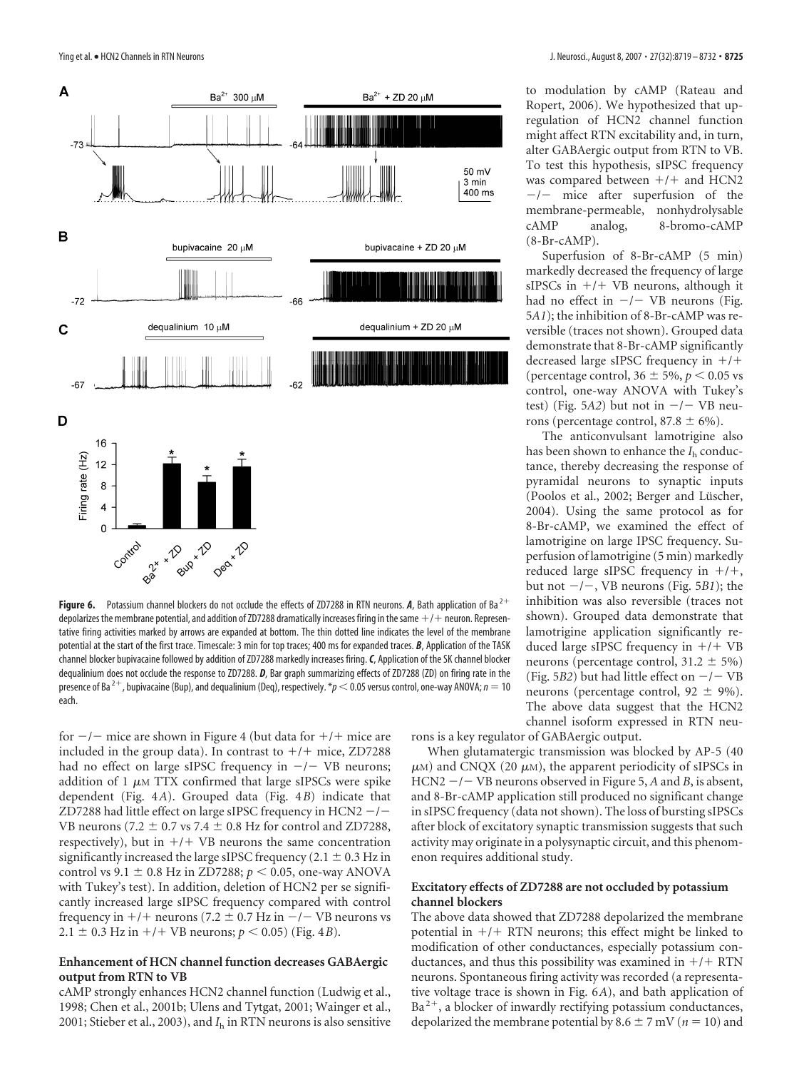**Figure 6.** Potassium channel blockers do not occlude the effects of ZD7288 in RTN neurons. ***A***, Bath application of $Ba^{2+}$ depolarizes the membrane potential, and addition of ZD7288 dramatically increases firing in the same +/+ neuron. Representative firing activities marked by arrows are expanded at bottom. The thin dotted line indicates the level of the membrane potential at the start of the first trace. Timescale: 3 min for top traces; 400 ms for expanded traces. ***B***, Application of the TASK channel blocker bupivacaine followed by addition of ZD7288 markedly increases firing. ***C***, Application of the SK channel blocker dequalinium does not occlude the response to ZD7288. ***D***, Bar graph summarizing effects of ZD7288 (ZD) on firing rate in the presence of $Ba^{2+}$, bupivacaine (Bup), and dequalinium (Deq), respectively. *$p < 0.05$ versus control, one-way ANOVA; $n = 10$ each.

for −/− mice are shown in Figure 4 (but data for +/+ mice are included in the group data). In contrast to +/+ mice, ZD7288 had no effect on large sIPSC frequency in −/− VB neurons; addition of 1 μM TTX confirmed that large sIPSCs were spike dependent (Fig. 4*A*). Grouped data (Fig. 4*B*) indicate that ZD7288 had little effect on large sIPSC frequency in HCN2 −/− VB neurons (7.2 ± 0.7 vs 7.4 ± 0.8 Hz for control and ZD7288, respectively), but in +/+ VB neurons the same concentration significantly increased the large sIPSC frequency (2.1 ± 0.3 Hz in control vs 9.1 ± 0.8 Hz in ZD7288; $p < 0.05$, one-way ANOVA with Tukey's test). In addition, deletion of HCN2 per se significantly increased large sIPSC frequency compared with control frequency in +/+ neurons (7.2 ± 0.7 Hz in −/− VB neurons vs 2.1 ± 0.3 Hz in +/+ VB neurons; $p < 0.05$) (Fig. 4*B*).

### Enhancement of HCN channel function decreases GABAergic output from RTN to VB

cAMP strongly enhances HCN2 channel function (Ludwig et al., 1998; Chen et al., 2001b; Ulens and Tytgat, 2001; Wainger et al., 2001; Stieber et al., 2003), and $I_h$ in RTN neurons is also sensitive to modulation by cAMP (Rateau and Ropert, 2006). We hypothesized that upregulation of HCN2 channel function might affect RTN excitability and, in turn, alter GABAergic output from RTN to VB. To test this hypothesis, sIPSC frequency was compared between +/+ and HCN2 −/− mice after superfusion of the membrane-permeable, nonhydrolysable cAMP analog, 8-bromo-cAMP (8-Br-cAMP).

Superfusion of 8-Br-cAMP (5 min) markedly decreased the frequency of large sIPSCs in +/+ VB neurons, although it had no effect in −/− VB neurons (Fig. 5*A1*); the inhibition of 8-Br-cAMP was reversible (traces not shown). Grouped data demonstrate that 8-Br-cAMP significantly decreased large sIPSC frequency in +/+ (percentage control, 36 ± 5%, $p < 0.05$ vs control, one-way ANOVA with Tukey's test) (Fig. 5*A2*) but not in −/− VB neurons (percentage control, 87.8 ± 6%).

The anticonvulsant lamotrigine also has been shown to enhance the $I_h$ conductance, thereby decreasing the response of pyramidal neurons to synaptic inputs (Poolos et al., 2002; Berger and Lüscher, 2004). Using the same protocol as for 8-Br-cAMP, we examined the effect of lamotrigine on large IPSC frequency. Superfusion of lamotrigine (5 min) markedly reduced large sIPSC frequency in +/+, but not −/−, VB neurons (Fig. 5*B1*); the inhibition was also reversible (traces not shown). Grouped data demonstrate that lamotrigine application significantly reduced large sIPSC frequency in +/+ VB neurons (percentage control, 31.2 ± 5%) (Fig. 5*B2*) but had little effect on −/− VB neurons (percentage control, 92 ± 9%). The above data suggest that the HCN2 channel isoform expressed in RTN neurons is a key regulator of GABAergic output.

When glutamatergic transmission was blocked by AP-5 (40 μM) and CNQX (20 μM), the apparent periodicity of sIPSCs in HCN2 −/− VB neurons observed in Figure 5, *A* and *B*, is absent, and 8-Br-cAMP application still produced no significant change in sIPSC frequency (data not shown). The loss of bursting sIPSCs after block of excitatory synaptic transmission suggests that such activity may originate in a polysynaptic circuit, and this phenomenon requires additional study.

### Excitatory effects of ZD7288 are not occluded by potassium channel blockers

The above data showed that ZD7288 depolarized the membrane potential in +/+ RTN neurons; this effect might be linked to modification of other conductances, especially potassium conductances, and thus this possibility was examined in +/+ RTN neurons. Spontaneous firing activity was recorded (a representative voltage trace is shown in Fig. 6*A*), and bath application of $Ba^{2+}$, a blocker of inwardly rectifying potassium conductances, depolarized the membrane potential by 8.6 ± 7 mV ($n = 10$) and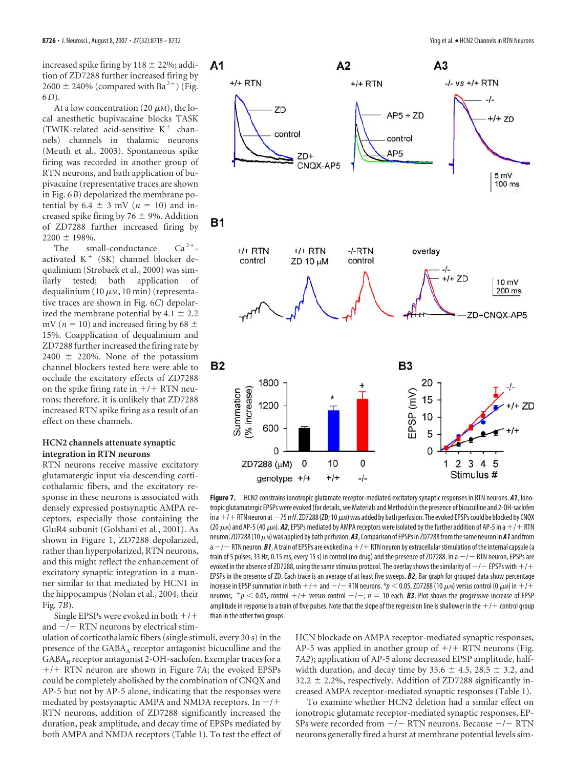increased spike firing by 118 ± 22%; addition of ZD7288 further increased firing by 2600 ± 240% (compared with $Ba^{2+}$) (Fig. 6*D*).

At a low concentration (20 μM), the local anesthetic bupivacaine blocks TASK (TWIK-related acid-sensitive $K^+$ channels) channels in thalamic neurons (Meuth et al., 2003). Spontaneous spike firing was recorded in another group of RTN neurons, and bath application of bupivacaine (representative traces are shown in Fig. 6*B*) depolarized the membrane potential by 6.4 ± 3 mV ($n = 10$) and increased spike firing by 76 ± 9%. Addition of ZD7288 further increased firing by 2200 ± 198%.

The small-conductance $Ca^{2+}$-activated $K^+$ (SK) channel blocker dequalinium (Strøbaek et al., 2000) was similarly tested; bath application of dequalinium (10 μM, 10 min) (representative traces are shown in Fig. 6*C*) depolarized the membrane potential by 4.1 ± 2.2 mV ($n = 10$) and increased firing by 68 ± 15%. Coapplication of dequalinium and ZD7288 further increased the firing rate by 2400 ± 220%. None of the potassium channel blockers tested here were able to occlude the excitatory effects of ZD7288 on the spike firing rate in +/+ RTN neurons; therefore, it is unlikely that ZD7288 increased RTN spike firing as a result of an effect on these channels.

### HCN2 channels attenuate synaptic integration in RTN neurons

RTN neurons receive massive excitatory glutamatergic input via descending corticothalamic fibers, and the excitatory response in these neurons is associated with densely expressed postsynaptic AMPA receptors, especially those containing the GluR4 subunit (Golshani et al., 2001). As shown in Figure 1, ZD7288 depolarized, rather than hyperpolarized, RTN neurons, and this might reflect the enhancement of excitatory synaptic integration in a manner similar to that mediated by HCN1 in the hippocampus (Nolan et al., 2004, their Fig. 7*B*).

Single EPSPs were evoked in both +/+ and −/− RTN neurons by electrical stimulation of corticothalamic fibers (single stimuli, every 30 s) in the presence of the $GABA_A$ receptor antagonist bicuculline and the $GABA_B$ receptor antagonist 2-OH-saclofen. Exemplar traces for a +/+ RTN neuron are shown in Figure 7*A*; the evoked EPSPs could be completely abolished by the combination of CNQX and AP-5 but not by AP-5 alone, indicating that the responses were mediated by postsynaptic AMPA and NMDA receptors. In +/+ RTN neurons, addition of ZD7288 significantly increased the duration, peak amplitude, and decay time of EPSPs mediated by both AMPA and NMDA receptors (Table 1). To test the effect of HCN blockade on AMPA receptor-mediated synaptic responses, AP-5 was applied in another group of +/+ RTN neurons (Fig. 7*A2*); application of AP-5 alone decreased EPSP amplitude, half-width duration, and decay time by 35.6 ± 4.5, 28.5 ± 3.2, and 32.2 ± 2.2%, respectively. Addition of ZD7288 significantly increased AMPA receptor-mediated synaptic responses (Table 1).

To examine whether HCN2 deletion had a similar effect on ionotropic glutamate receptor-mediated synaptic responses, EPSPs were recorded from −/− RTN neurons. Because −/− RTN neurons generally fired a burst at membrane potential levels sim-

**Figure 7.** HCN2 constrains ionotropic glutamate receptor-mediated excitatory synaptic responses in RTN neurons. ***A1***, Ionotropic glutamatergic EPSPs were evoked (for details, see Materials and Methods) in the presence of bicuculline and 2-OH-saclofen in a +/+ RTN neuron at −75 mV. ZD7288 (ZD; 10 μM) was added by bath perfusion. The evoked EPSPs could be blocked by CNQX (20 μM) and AP-5 (40 μM). ***A2***, EPSPs mediated by AMPA receptors were isolated by the further addition of AP-5 in a +/+ RTN neuron; ZD7288 (10 μM) was applied by bath perfusion. ***A3***, Comparison of EPSPs in ZD7288 (10 μM) from the same neuron in ***A1*** and from a −/− RTN neuron. ***B1***, A train of EPSPs are evoked in a +/+ RTN neuron by extracellular stimulation of the internal capsule (a train of 5 pulses, 33 Hz, 0.15 ms, every 15 s) in control (no drug) and the presence of ZD7288. In a −/− RTN neuron, EPSPs are evoked in the absence of ZD7288, using the same stimulus protocol. The overlay shows the similarity of −/− EPSPs with +/+ EPSPs in the presence of ZD. Each trace is an average of at least five sweeps. ***B2***, Bar graph for grouped data show percentage increase in EPSP summation in both +/+ and −/− RTN neurons. *$p < 0.05$, ZD7288 (10 μM) versus control (0 μM) in +/+ neurons; $^+p < 0.05$, control +/+ versus control −/−; $n = 10$ each. ***B3***, Plot shows the progressive increase of EPSP amplitude in response to a train of five pulses. Note that the slope of the regression line is shallower in the +/+ control group than in the other two groups.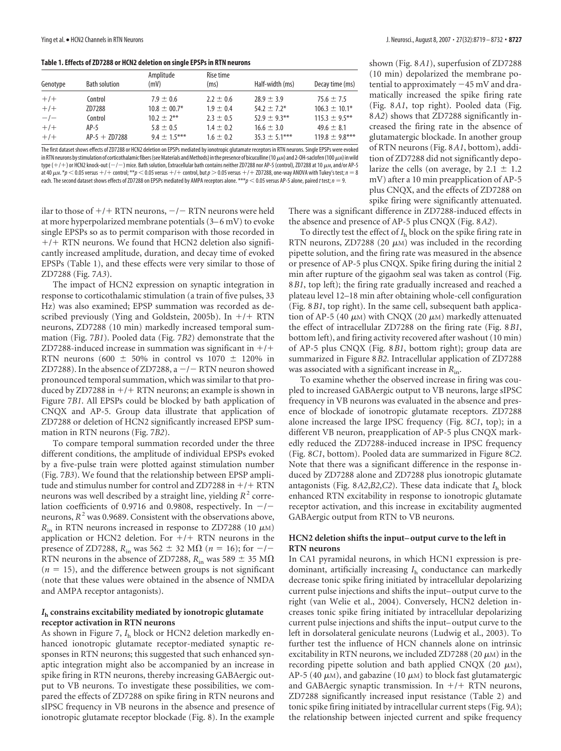**Table 1. Effects of ZD7288 or HCN2 deletion on single EPSPs in RTN neurons**

| Genotype | Bath solution | Amplitude (mV) | Rise time (ms) | Half-width (ms) | Decay time (ms) |
|---|---|---|---|---|---|
| +/+ | Control | 7.9 ± 0.6 | 2.2 ± 0.6 | 28.9 ± 3.9 | 75.6 ± 7.5 |
| +/+ | ZD7288 | 10.8 ± 00.7* | 1.9 ± 0.4 | 54.2 ± 7.2* | 106.3 ± 10.1* |
| −/− | Control | 10.2 ± 2** | 2.3 ± 0.5 | 52.9 ± 9.3** | 115.3 ± 9.5** |
| +/+ | AP-5 | 5.8 ± 0.5 | 1.4 ± 0.2 | 16.6 ± 3.0 | 49.6 ± 8.1 |
| +/+ | AP-5 + ZD7288 | 9.4 ± 1.5*** | 1.6 ± 0.2 | 35.3 ± 5.1*** | 119.8 ± 9.8*** |

The first dataset shows effects of ZD7288 or HCN2 deletion on EPSPs mediated by ionotropic glutamate receptors in RTN neurons. Single EPSPs were evoked in RTN neurons by stimulation of corticothalamic fibers (see Materials and Methods) in the presence of bicuculline (10 μM) and 2-OH-saclofen (100 μM) in wild type (+/+) or HCN2 knock-out (−/−) mice. Bath solution, Extracellular bath contains neither ZD7288 nor AP-5 (control), ZD7288 at 10 μM, and/or AP-5 at 40 μM. *$p < 0.05$ versus +/+ control; **$p < 0.05$ versus +/+ control, but $p > 0.05$ versus +/+ ZD7288, one-way ANOVA with Tukey's test; $n = 8$ each. The second dataset shows effects of ZD7288 on EPSPs mediated by AMPA receptors alone. ***$p < 0.05$ versus AP-5 alone, paired $t$ test; $n = 9$.

ilar to those of +/+ RTN neurons, −/− RTN neurons were held at more hyperpolarized membrane potentials (3–6 mV) to evoke single EPSPs so as to permit comparison with those recorded in +/+ RTN neurons. We found that HCN2 deletion also significantly increased amplitude, duration, and decay time of evoked EPSPs (Table 1), and these effects were very similar to those of ZD7288 (Fig. 7*A3*).

The impact of HCN2 expression on synaptic integration in response to corticothalamic stimulation (a train of five pulses, 33 Hz) was also examined; EPSP summation was recorded as described previously (Ying and Goldstein, 2005b). In +/+ RTN neurons, ZD7288 (10 min) markedly increased temporal summation (Fig. 7*B1*). Pooled data (Fig. 7*B2*) demonstrate that the ZD7288-induced increase in summation was significant in +/+ RTN neurons (600 ± 50% in control vs 1070 ± 120% in ZD7288). In the absence of ZD7288, a −/− RTN neuron showed pronounced temporal summation, which was similar to that produced by ZD7288 in +/+ RTN neurons; an example is shown in Figure 7*B1*. All EPSPs could be blocked by bath application of CNQX and AP-5. Group data illustrate that application of ZD7288 or deletion of HCN2 significantly increased EPSP summation in RTN neurons (Fig. 7*B2*).

To compare temporal summation recorded under the three different conditions, the amplitude of individual EPSPs evoked by a five-pulse train were plotted against stimulation number (Fig. 7*B3*). We found that the relationship between EPSP amplitude and stimulus number for control and ZD7288 in +/+ RTN neurons was well described by a straight line, yielding $R^2$ correlation coefficients of 0.9716 and 0.9808, respectively. In −/− neurons, $R^2$ was 0.9689. Consistent with the observations above, $R_{in}$ in RTN neurons increased in response to ZD7288 (10 μM) application or HCN2 deletion. For +/+ RTN neurons in the presence of ZD7288, $R_{in}$ was 562 ± 32 MΩ ($n = 16$); for −/− RTN neurons in the absence of ZD7288, $R_{in}$ was 589 ± 35 MΩ ($n = 15$), and the difference between groups is not significant (note that these values were obtained in the absence of NMDA and AMPA receptor antagonists).

### $I_h$ constrains excitability mediated by ionotropic glutamate receptor activation in RTN neurons

As shown in Figure 7, $I_h$ block or HCN2 deletion markedly enhanced ionotropic glutamate receptor-mediated synaptic responses in RTN neurons; this suggested that such enhanced synaptic integration might also be accompanied by an increase in spike firing in RTN neurons, thereby increasing GABAergic output to VB neurons. To investigate these possibilities, we compared the effects of ZD7288 on spike firing in RTN neurons and sIPSC frequency in VB neurons in the absence and presence of ionotropic glutamate receptor blockade (Fig. 8). In the example shown (Fig. 8*A1*), superfusion of ZD7288 (10 min) depolarized the membrane potential to approximately −45 mV and dramatically increased the spike firing rate (Fig. 8*A1*, top right). Pooled data (Fig. 8*A2*) shows that ZD7288 significantly increased the firing rate in the absence of glutamatergic blockade. In another group of RTN neurons (Fig. 8*A1*, bottom), addition of ZD7288 did not significantly depolarize the cells (on average, by 2.1 ± 1.2 mV) after a 10 min preapplication of AP-5 plus CNQX, and the effects of ZD7288 on spike firing were significantly attenuated. There was a significant difference in ZD7288-induced effects in the absence and presence of AP-5 plus CNQX (Fig. 8*A2*).

To directly test the effect of $I_h$ block on the spike firing rate in RTN neurons, ZD7288 (20 μM) was included in the recording pipette solution, and the firing rate was measured in the absence or presence of AP-5 plus CNQX. Spike firing during the initial 2 min after rupture of the gigaohm seal was taken as control (Fig. 8*B1*, top left); the firing rate gradually increased and reached a plateau level 12–18 min after obtaining whole-cell configuration (Fig. 8*B1*, top right). In the same cell, subsequent bath application of AP-5 (40 μM) with CNQX (20 μM) markedly attenuated the effect of intracellular ZD7288 on the firing rate (Fig. 8*B1*, bottom left), and firing activity recovered after washout (10 min) of AP-5 plus CNQX (Fig. 8*B1*, bottom right); group data are summarized in Figure 8*B2*. Intracellular application of ZD7288 was associated with a significant increase in $R_{in}$.

To examine whether the observed increase in firing was coupled to increased GABAergic output to VB neurons, large sIPSC frequency in VB neurons was evaluated in the absence and presence of blockade of ionotropic glutamate receptors. ZD7288 alone increased the large IPSC frequency (Fig. 8*C1*, top); in a different VB neuron, preapplication of AP-5 plus CNQX markedly reduced the ZD7288-induced increase in IPSC frequency (Fig. 8*C1*, bottom). Pooled data are summarized in Figure 8*C2*. Note that there was a significant difference in the response induced by ZD7288 alone and ZD7288 plus ionotropic glutamate antagonists (Fig. 8*A2*,*B2*,*C2*). These data indicate that $I_h$ block enhanced RTN excitability in response to ionotropic glutamate receptor activation, and this increase in excitability augmented GABAergic output from RTN to VB neurons.

### HCN2 deletion shifts the input–output curve to the left in RTN neurons

In CA1 pyramidal neurons, in which HCN1 expression is predominant, artificially increasing $I_h$ conductance can markedly decrease tonic spike firing initiated by intracellular depolarizing current pulse injections and shifts the input–output curve to the right (van Welie et al., 2004). Conversely, HCN2 deletion increases tonic spike firing initiated by intracellular depolarizing current pulse injections and shifts the input–output curve to the left in dorsolateral geniculate neurons (Ludwig et al., 2003). To further test the influence of HCN channels alone on intrinsic excitability in RTN neurons, we included ZD7288 (20 μM) in the recording pipette solution and bath applied CNQX (20 μM), AP-5 (40 μM), and gabazine (10 μM) to block fast glutamatergic and GABAergic synaptic transmission. In +/+ RTN neurons, ZD7288 significantly increased input resistance (Table 2) and tonic spike firing initiated by intracellular current steps (Fig. 9*A*); the relationship between injected current and spike frequency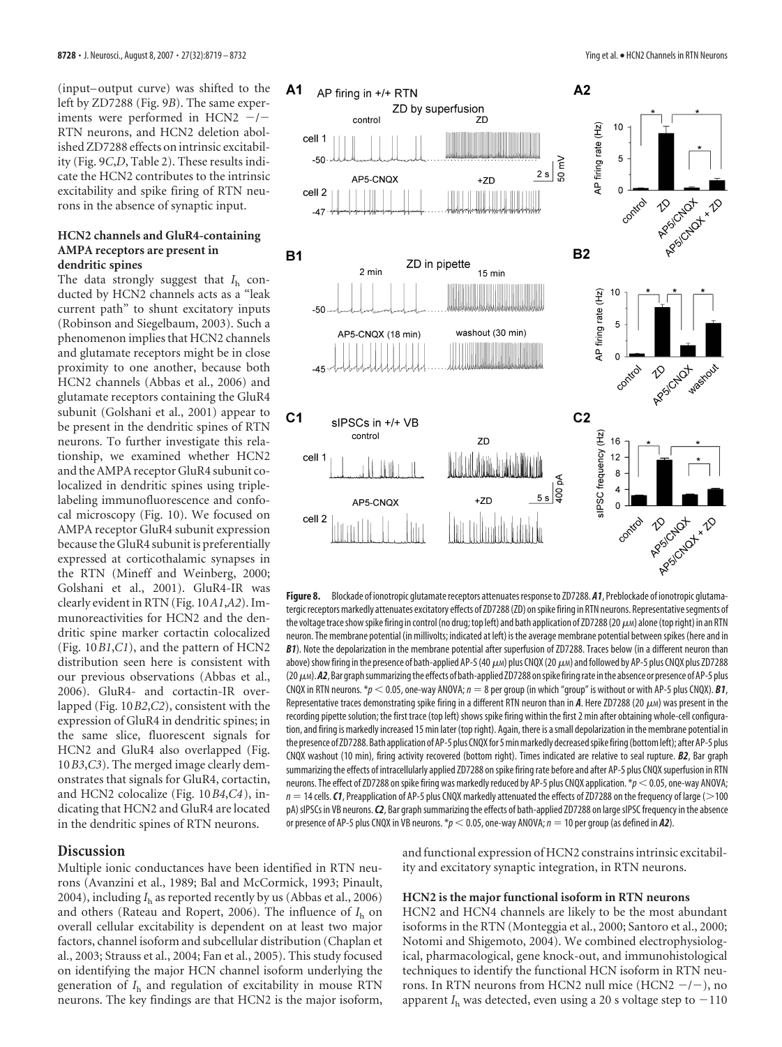(input–output curve) was shifted to the left by ZD7288 (Fig. 9*B*). The same experiments were performed in HCN2 −/− RTN neurons, and HCN2 deletion abolished ZD7288 effects on intrinsic excitability (Fig. 9*C*,*D*, Table 2). These results indicate the HCN2 contributes to the intrinsic excitability and spike firing of RTN neurons in the absence of synaptic input.

### HCN2 channels and GluR4-containing AMPA receptors are present in dendritic spines

The data strongly suggest that $I_h$ conducted by HCN2 channels acts as a "leak current path" to shunt excitatory inputs (Robinson and Siegelbaum, 2003). Such a phenomenon implies that HCN2 channels and glutamate receptors might be in close proximity to one another, because both HCN2 channels (Abbas et al., 2006) and glutamate receptors containing the GluR4 subunit (Golshani et al., 2001) appear to be present in the dendritic spines of RTN neurons. To further investigate this relationship, we examined whether HCN2 and the AMPA receptor GluR4 subunit colocalized in dendritic spines using triple-labeling immunofluorescence and confocal microscopy (Fig. 10). We focused on AMPA receptor GluR4 expression because the GluR4 subunit is preferentially expressed at corticothalamic synapses in the RTN (Mineff and Weinberg, 2000; Golshani et al., 2001). GluR4-IR was clearly evident in RTN (Fig. 10*A1*,*A2*). Immunoreactivities for HCN2 and the dendritic spine marker cortactin colocalized (Fig. 10*B1*,*C1*), and the pattern of HCN2 distribution seen here is consistent with our previous observations (Abbas et al., 2006). GluR4- and cortactin-IR overlapped (Fig. 10*B2*,*C2*), consistent with the expression of GluR4 in dendritic spines; in the same slice, fluorescent signals for HCN2 and GluR4 also overlapped (Fig. 10*B3*,*C3*). The merged image clearly demonstrates that signals for GluR4, cortactin, and HCN2 colocalize (Fig. 10*B4*,*C4*), indicating that HCN2 and GluR4 are located in the dendritic spines of RTN neurons.

**Figure 8.** Blockade of ionotropic glutamate receptors attenuates response to ZD7288. ***A1***, Preblockade of ionotropic glutamatergic receptors markedly attenuates excitatory effects of ZD7288 (ZD) on spike firing in RTN neurons. Representative segments of the voltage trace show spike firing in control (no drug; top left) and bath application of ZD7288 (20 μM) alone (top right) in an RTN neuron. The membrane potential (in millivolts; indicated at left) is the average membrane potential between spikes (here and in ***B1***). Note the depolarization in the membrane potential after superfusion of ZD7288. Traces below (in a different neuron than above) show firing in the presence of bath-applied AP-5 (40 μM) plus CNQX (20 μM) and followed by AP-5 plus CNQX plus ZD7288 (20 μM). ***A2***, Bar graph summarizing the effects of bath-applied ZD7288 on spike firing rate in the absence or presence of AP-5 plus CNQX in RTN neurons. $^{*}p < 0.05$, one-way ANOVA; $n = 8$ per group (in which "group" is without or with AP-5 plus CNQX). ***B1***, Representative traces demonstrating spike firing in a different RTN neuron than in ***A***. Here ZD7288 (20 μM) was present in the recording pipette solution; the first trace (top left) shows spike firing within the first 2 min after obtaining whole-cell configuration, and firing is markedly increased 15 min later (top right). Again, there is a small depolarization in the membrane potential in the presence of ZD7288. Bath application of AP-5 plus CNQX for 5 min markedly decreased spike firing (bottom left); after AP-5 plus CNQX washout (10 min), firing activity recovered (bottom right). Times indicated are relative to seal rupture. ***B2***, Bar graph summarizing the effects of intracellularly applied ZD7288 on spike firing rate before and after AP-5 plus CNQX superfusion in RTN neurons. The effect of ZD7288 on spike firing was markedly reduced by AP-5 plus CNQX application. $^{*}p < 0.05$, one-way ANOVA; $n = 14$ cells. ***C1***, Preapplication of AP-5 plus CNQX markedly attenuated the effects of ZD7288 on the frequency of large (>100 pA) sIPSCs in VB neurons. ***C2***, Bar graph summarizing the effects of bath-applied ZD7288 on large sIPSC frequency in the absence or presence of AP-5 plus CNQX in VB neurons. $^{*}p < 0.05$, one-way ANOVA; $n = 10$ per group (as defined in ***A2***).

## Discussion

Multiple ionic conductances have been identified in RTN neurons (Avanzini et al., 1989; Bal and McCormick, 1993; Pinault, 2004), including $I_h$ as reported recently by us (Abbas et al., 2006) and others (Rateau and Ropert, 2006). The influence of $I_h$ on overall cellular excitability is dependent on at least two major factors, channel isoform and subcellular distribution (Chaplan et al., 2003; Strauss et al., 2004; Fan et al., 2005). This study focused on identifying the major HCN channel isoform underlying the generation of $I_h$ and regulation of excitability in mouse RTN neurons. The key findings are that HCN2 is the major isoform, and functional expression of HCN2 constrains intrinsic excitability and excitatory synaptic integration, in RTN neurons.

### HCN2 is the major functional isoform in RTN neurons

HCN2 and HCN4 channels are likely to be the most abundant isoforms in the RTN (Monteggia et al., 2000; Santoro et al., 2000; Notomi and Shigemoto, 2004). We combined electrophysiological, pharmacological, gene knock-out, and immunohistological techniques to identify the functional HCN isoform in RTN neurons. In RTN neurons from HCN2 null mice (HCN2 −/−), no apparent $I_h$ was detected, even using a 20 s voltage step to −110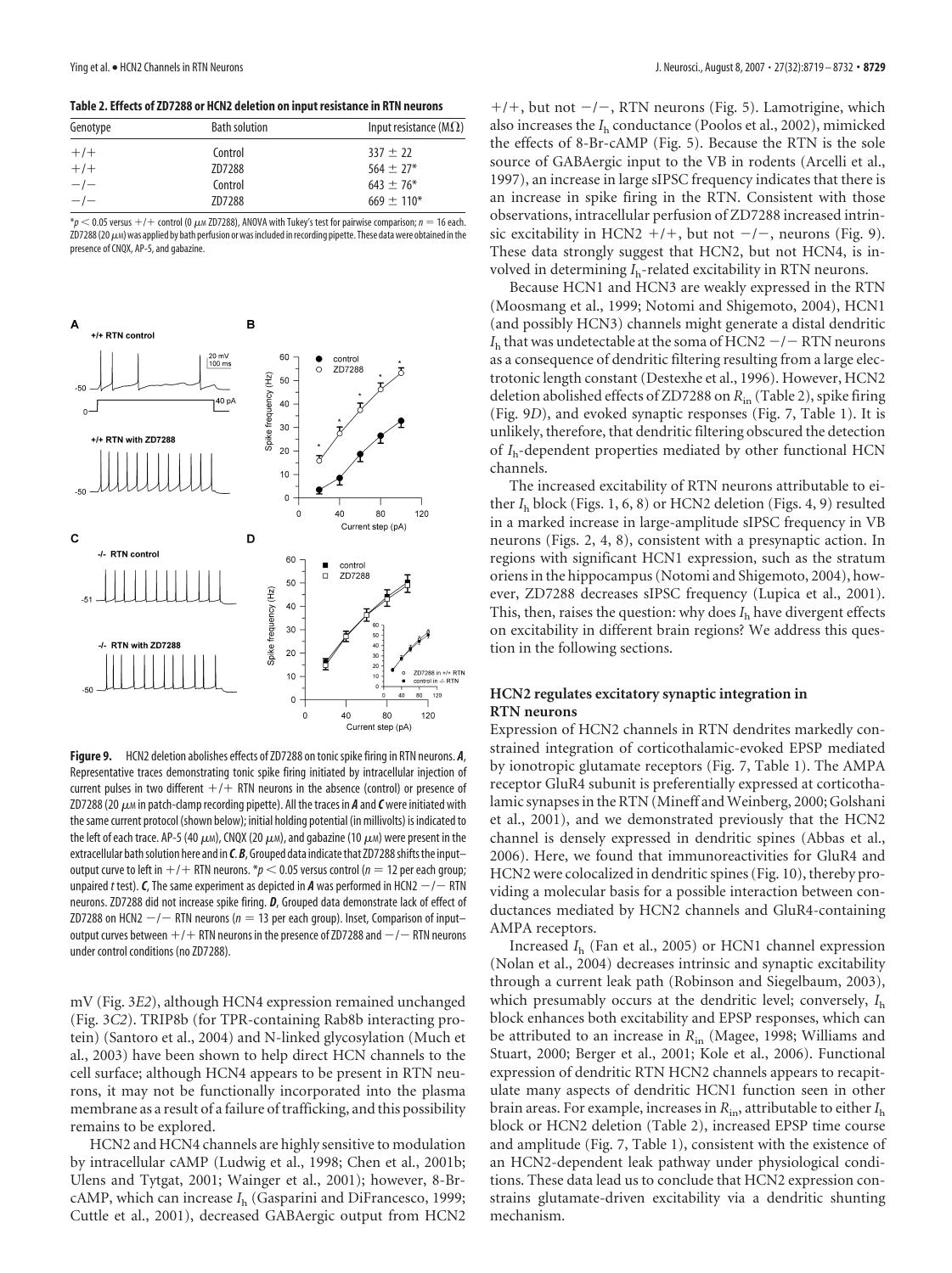**Table 2. Effects of ZD7288 or HCN2 deletion on input resistance in RTN neurons**

| Genotype | Bath solution | Input resistance (MΩ) |
|---|---|---|
| +/+ | Control | 337 ± 22 |
| +/+ | ZD7288 | 564 ± 27* |
| −/− | Control | 643 ± 76* |
| −/− | ZD7288 | 669 ± 110* |

*$p < 0.05$ versus +/+ control (0 μM ZD7288), ANOVA with Tukey's test for pairwise comparison; $n = 16$ each. ZD7288 (20 μM) was applied by bath perfusion or was included in recording pipette. These data were obtained in the presence of CNQX, AP-5, and gabazine.

**Figure 9.** HCN2 deletion abolishes effects of ZD7288 on tonic spike firing in RTN neurons. ***A***, Representative traces demonstrating tonic spike firing initiated by intracellular injection of current pulses in two different +/+ RTN neurons in the absence (control) or presence of ZD7288 (20 μM in patch-clamp recording pipette). All the traces in ***A*** and ***C*** were initiated with the same current protocol (shown below); initial holding potential (in millivolts) is indicated to the left of each trace. AP-5 (40 μM), CNQX (20 μM), and gabazine (10 μM) were present in the extracellular bath solution here and in ***C***. ***B***, Grouped data indicate that ZD7288 shifts the input–output curve to left in +/+ RTN neurons. *$p < 0.05$ versus control ($n = 12$ per each group; unpaired $t$ test). ***C***, The same experiment as depicted in ***A*** was performed in HCN2 −/− RTN neurons. ZD7288 did not increase spike firing. ***D***, Grouped data demonstrate lack of effect of ZD7288 on HCN2 −/− RTN neurons ($n = 13$ per each group). Inset, Comparison of input–output curves between +/+ RTN neurons in the presence of ZD7288 and −/− RTN neurons under control conditions (no ZD7288).

mV (Fig. 3*E2*), although HCN4 expression remained unchanged (Fig. 3*C2*). TRIP8b (for TPR-containing Rab8b interacting protein) (Santoro et al., 2004) and N-linked glycosylation (Much et al., 2003) have been shown to help direct HCN channels to the cell surface; although HCN4 appears to be present in RTN neurons, it may not be functionally incorporated into the plasma membrane as a result of a failure of trafficking, and this possibility remains to be explored.

HCN2 and HCN4 channels are highly sensitive to modulation by intracellular cAMP (Ludwig et al., 1998; Chen et al., 2001b; Ulens and Tytgat, 2001; Wainger et al., 2001); however, 8-Br-cAMP, which can increase $I_h$ (Gasparini and DiFrancesco, 1999; Cuttle et al., 2001), decreased GABAergic output from HCN2 +/+, but not −/−, RTN neurons (Fig. 5). Lamotrigine, which also increases the $I_h$ conductance (Poolos et al., 2002), mimicked the effects of 8-Br-cAMP (Fig. 5). Because the RTN is the sole source of GABAergic input to the VB in rodents (Arcelli et al., 1997), an increase in large sIPSC frequency indicates that there is an increase in spike firing in the RTN. Consistent with those observations, intracellular perfusion of ZD7288 increased intrinsic excitability in HCN2 +/+, but not −/−, neurons (Fig. 9). These data strongly suggest that HCN2, but not HCN4, is involved in determining $I_h$-related excitability in RTN neurons.

Because HCN1 and HCN3 are weakly expressed in the RTN (Moosmang et al., 1999; Notomi and Shigemoto, 2004), HCN1 (and possibly HCN3) channels might generate a distal dendritic $I_h$ that was undetectable at the soma of HCN2 −/− RTN neurons as a consequence of dendritic filtering resulting from a large electrotonic length constant (Destexhe et al., 1996). However, HCN2 deletion abolished effects of ZD7288 on $R_{in}$ (Table 2), spike firing (Fig. 9*D*), and evoked synaptic responses (Fig. 7, Table 1). It is unlikely, therefore, that dendritic filtering obscured the detection of $I_h$-dependent properties mediated by other functional HCN channels.

The increased excitability of RTN neurons attributable to either $I_h$ block (Figs. 1, 6, 8) or HCN2 deletion (Figs. 4, 9) resulted in a marked increase in large-amplitude sIPSC frequency in VB neurons (Figs. 2, 4, 8), consistent with a presynaptic action. In regions with significant HCN1 expression, such as the stratum oriens in the hippocampus (Notomi and Shigemoto, 2004), however, ZD7288 decreases sIPSC frequency (Lupica et al., 2001). This, then, raises the question: why does $I_h$ have divergent effects on excitability in different brain regions? We address this question in the following sections.

## HCN2 regulates excitatory synaptic integration in RTN neurons

Expression of HCN2 channels in RTN dendrites markedly constrained integration of corticothalamic-evoked EPSP mediated by ionotropic glutamate receptors (Fig. 7, Table 1). The AMPA receptor GluR4 subunit is preferentially expressed at corticothalamic synapses in the RTN (Mineff and Weinberg, 2000; Golshani et al., 2001), and we demonstrated previously that the HCN2 channel is densely expressed in dendritic spines (Abbas et al., 2006). Here, we found that immunoreactivities for GluR4 and HCN2 were colocalized in dendritic spines (Fig. 10), thereby providing a molecular basis for a possible interaction between conductances mediated by HCN2 channels and GluR4-containing AMPA receptors.

Increased $I_h$ (Fan et al., 2005) or HCN1 channel expression (Nolan et al., 2004) decreases intrinsic and synaptic excitability through a current leak path (Robinson and Siegelbaum, 2003), which presumably occurs at the dendritic level; conversely, $I_h$ block enhances both excitability and EPSP responses, which can be attributed to an increase in $R_{in}$ (Magee, 1998; Williams and Stuart, 2000; Berger et al., 2001; Kole et al., 2006). Functional expression of dendritic RTN HCN2 channels appears to recapitulate many aspects of dendritic HCN1 function seen in other brain areas. For example, increases in $R_{in}$, attributable to either $I_h$ block or HCN2 deletion (Table 2), increased EPSP time course and amplitude (Fig. 7, Table 1), consistent with the existence of an HCN2-dependent leak pathway under physiological conditions. These data lead us to conclude that HCN2 expression constrains glutamate-driven excitability via a dendritic shunting mechanism.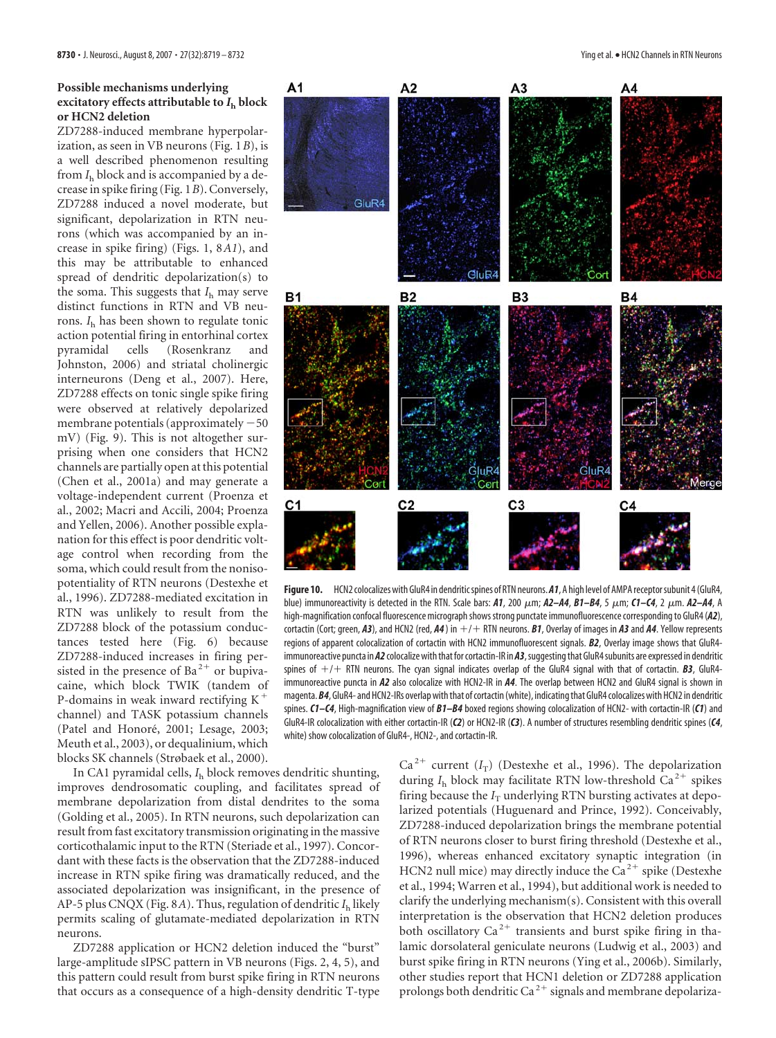### Possible mechanisms underlying excitatory effects attributable to $I_h$ block or HCN2 deletion

ZD7288-induced membrane hyperpolarization, as seen in VB neurons (Fig. 1*B*), is a well described phenomenon resulting from $I_h$ block and is accompanied by a decrease in spike firing (Fig. 1*B*). Conversely, ZD7288 induced a novel moderate, but significant, depolarization in RTN neurons (which was accompanied by an increase in spike firing) (Figs. 1, 8*A1*), and this may be attributable to enhanced spread of dendritic depolarization(s) to the soma. This suggests that $I_h$ may serve distinct functions in RTN and VB neurons. $I_h$ has been shown to regulate tonic action potential firing in entorhinal cortex pyramidal cells (Rosenkranz and Johnston, 2006) and striatal cholinergic interneurons (Deng et al., 2007). Here, ZD7288 effects on tonic single spike firing were observed at relatively depolarized membrane potentials (approximately −50 mV) (Fig. 9). This is not altogether surprising when one considers that HCN2 channels are partially open at this potential (Chen et al., 2001a) and may generate a voltage-independent current (Proenza et al., 2002; Macri and Accili, 2004; Proenza and Yellen, 2006). Another possible explanation for this effect is poor dendritic voltage control when recording from the soma, which could result from the nonisopotentiality of RTN neurons (Destexhe et al., 1996). ZD7288-mediated excitation in RTN was unlikely to result from the ZD7288 block of the potassium conductances tested here (Fig. 6) because ZD7288-induced increases in firing persisted in the presence of $Ba^{2+}$ or bupivacaine, which block TWIK (tandem of P-domains in weak inward rectifying $K^+$ channel) and TASK potassium channels (Patel and Honoré, 2001; Lesage, 2003; Meuth et al., 2003), or dequalinium, which blocks SK channels (Strøbaek et al., 2000).

In CA1 pyramidal cells, $I_h$ block removes dendritic shunting, improves dendrosomatic coupling, and facilitates spread of membrane depolarization from distal dendrites to the soma (Golding et al., 2005). In RTN neurons, such depolarization can result from fast excitatory transmission originating in the massive corticothalamic input to the RTN (Steriade et al., 1997). Concordant with these facts is the observation that the ZD7288-induced increase in RTN spike firing was dramatically reduced, and the associated depolarization was insignificant, in the presence of AP-5 plus CNQX (Fig. 8*A*). Thus, regulation of dendritic $I_h$ likely permits scaling of glutamate-mediated depolarization in RTN neurons.

ZD7288 application or HCN2 deletion induced the "burst" large-amplitude sIPSC pattern in VB neurons (Figs. 2, 4, 5), and this pattern could result from burst spike firing in RTN neurons that occurs as a consequence of a high-density dendritic T-type $Ca^{2+}$ current ($I_T$) (Destexhe et al., 1996). The depolarization during $I_h$ block may facilitate RTN low-threshold $Ca^{2+}$ spikes firing because the $I_T$ underlying RTN bursting activates at depolarized potentials (Huguenard and Prince, 1992). Conceivably, ZD7288-induced depolarization brings the membrane potential of RTN neurons closer to burst firing threshold (Destexhe et al., 1996), whereas enhanced excitatory synaptic integration (in HCN2 null mice) may directly induce the $Ca^{2+}$ spike (Destexhe et al., 1994; Warren et al., 1994), but additional work is needed to clarify the underlying mechanism(s). Consistent with this overall interpretation is the observation that HCN2 deletion produces both oscillatory $Ca^{2+}$ transients and burst spike firing in thalamic dorsolateral geniculate neurons (Ludwig et al., 2003) and burst spike firing in RTN neurons (Ying et al., 2006b). Similarly, other studies report that HCN1 deletion or ZD7288 application prolongs both dendritic $Ca^{2+}$ signals and membrane depolariza-

**Figure 10.** HCN2 colocalizes with GluR4 in dendritic spines of RTN neurons. ***A1***, A high level of AMPA receptor subunit 4 (GluR4, blue) immunoreactivity is detected in the RTN. Scale bars: ***A1***, 200 μm; ***A2–A4***, ***B1–B4***, 5 μm; ***C1–C4***, 2 μm. ***A2–A4***, A high-magnification confocal fluorescence micrograph shows strong punctate immunofluorescence corresponding to GluR4 (***A2***), cortactin (Cort; green, ***A3***), and HCN2 (red, ***A4***) in +/+ RTN neurons. ***B1***, Overlay of images in ***A3*** and ***A4***. Yellow represents regions of apparent colocalization of cortactin with HCN2 immunofluorescent signals. ***B2***, Overlay image shows that GluR4-immunoreactive puncta in ***A2*** colocalize with that for cortactin-IR in ***A3***, suggesting that GluR4 subunits are expressed in dendritic spines of +/+ RTN neurons. The cyan signal indicates overlap of the GluR4 signal with that of cortactin. ***B3***, GluR4-immunoreactive puncta in ***A2*** also colocalize with HCN2-IR in ***A4***. The overlap between HCN2 and GluR4 signal is shown in magenta. ***B4***, GluR4- and HCN2-IRs overlap with that of cortactin (white), indicating that GluR4 colocalizes with HCN2 in dendritic spines. ***C1–C4***, High-magnification view of ***B1–B4*** boxed regions showing colocalization of HCN2- with cortactin-IR (***C1***) and GluR4-IR colocalization with either cortactin-IR (***C2***) or HCN2-IR (***C3***). A number of structures resembling dendritic spines (***C4***, white) show colocalization of GluR4-, HCN2-, and cortactin-IR.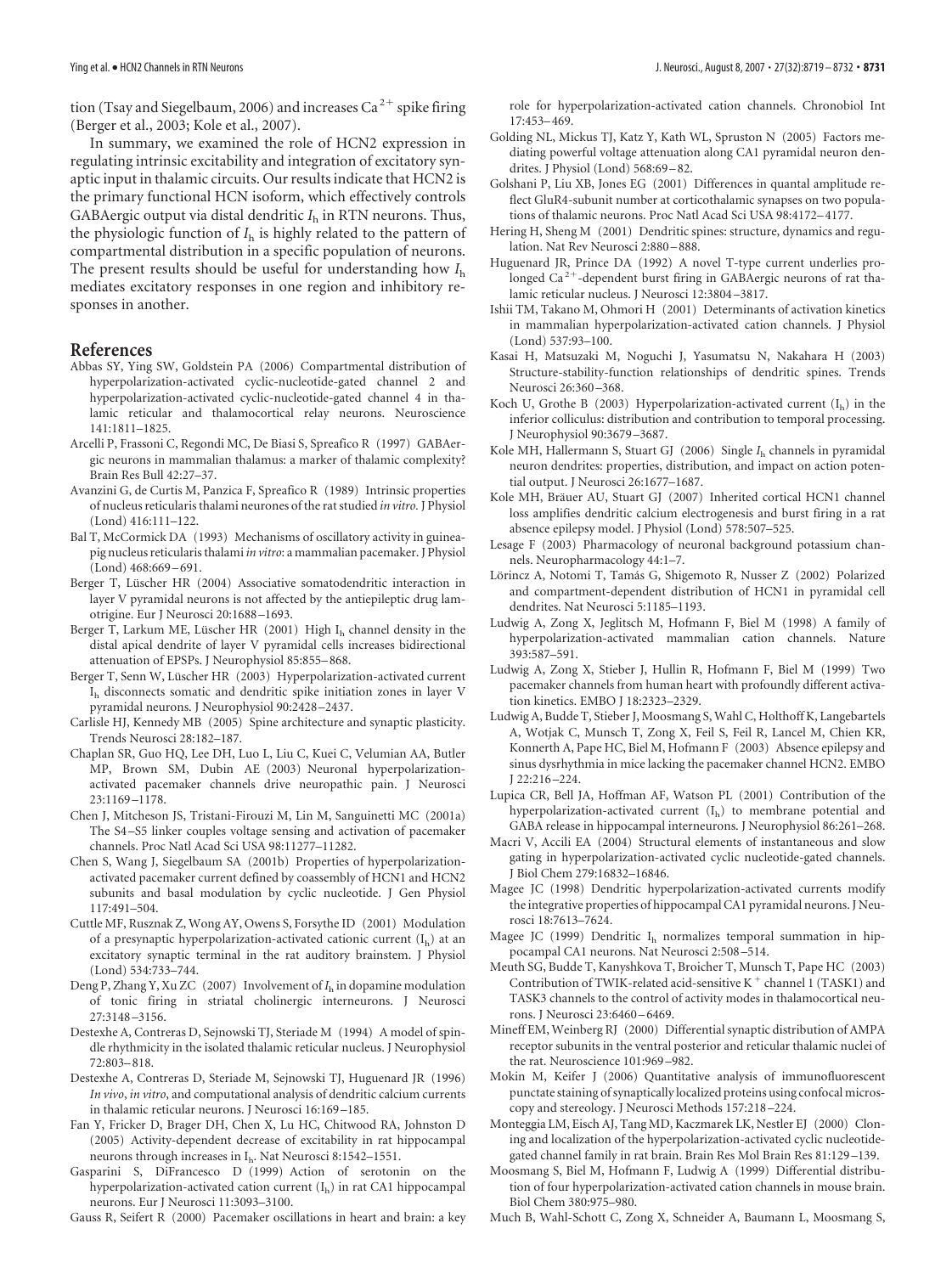tion (Tsay and Siegelbaum, 2006) and increases $Ca^{2+}$ spike firing (Berger et al., 2003; Kole et al., 2007).

In summary, we examined the role of HCN2 expression in regulating intrinsic excitability and integration of excitatory synaptic input in thalamic circuits. Our results indicate that HCN2 is the primary functional HCN isoform, which effectively controls GABAergic output via distal dendritic $I_h$ in RTN neurons. Thus, the physiologic function of $I_h$ is highly related to the pattern of compartmental distribution in a specific population of neurons. The present results should be useful for understanding how $I_h$ mediates excitatory responses in one region and inhibitory responses in another.

## References

Abbas SY, Ying SW, Goldstein PA (2006) Compartmental distribution of hyperpolarization-activated cyclic-nucleotide-gated channel 2 and hyperpolarization-activated cyclic-nucleotide-gated channel 4 in thalamic reticular and thalamocortical relay neurons. Neuroscience 141:1811–1825.

Arcelli P, Frassoni C, Regondi MC, De Biasi S, Spreafico R (1997) GABAergic neurons in mammalian thalamus: a marker of thalamic complexity? Brain Res Bull 42:27–37.

Avanzini G, de Curtis M, Panzica F, Spreafico R (1989) Intrinsic properties of nucleus reticularis thalami neurones of the rat studied *in vitro*. J Physiol (Lond) 416:111–122.

Bal T, McCormick DA (1993) Mechanisms of oscillatory activity in guinea-pig nucleus reticularis thalami *in vitro*: a mammalian pacemaker. J Physiol (Lond) 468:669–691.

Berger T, Lüscher HR (2004) Associative somatodendritic interaction in layer V pyramidal neurons is not affected by the antiepileptic drug lamotrigine. Eur J Neurosci 20:1688–1693.

Berger T, Larkum ME, Lüscher HR (2001) High $I_h$ channel density in the distal apical dendrite of layer V pyramidal cells increases bidirectional attenuation of EPSPs. J Neurophysiol 85:855–868.

Berger T, Senn W, Lüscher HR (2003) Hyperpolarization-activated current $I_h$ disconnects somatic and dendritic spike initiation zones in layer V pyramidal neurons. J Neurophysiol 90:2428–2437.

Carlisle HJ, Kennedy MB (2005) Spine architecture and synaptic plasticity. Trends Neurosci 28:182–187.

Chaplan SR, Guo HQ, Lee DH, Luo L, Liu C, Kuei C, Velumian AA, Butler MP, Brown SM, Dubin AE (2003) Neuronal hyperpolarization-activated pacemaker channels drive neuropathic pain. J Neurosci 23:1169–1178.

Chen J, Mitcheson JS, Tristani-Firouzi M, Lin M, Sanguinetti MC (2001a) The S4–S5 linker couples voltage sensing and activation of pacemaker channels. Proc Natl Acad Sci USA 98:11277–11282.

Chen S, Wang J, Siegelbaum SA (2001b) Properties of hyperpolarization-activated pacemaker current defined by coassembly of HCN1 and HCN2 subunits and basal modulation by cyclic nucleotide. J Gen Physiol 117:491–504.

Cuttle MF, Rusznak Z, Wong AY, Owens S, Forsythe ID (2001) Modulation of a presynaptic hyperpolarization-activated cationic current ($I_h$) at an excitatory synaptic terminal in the rat auditory brainstem. J Physiol (Lond) 534:733–744.

Deng P, Zhang Y, Xu ZC (2007) Involvement of $I_h$ in dopamine modulation of tonic firing in striatal cholinergic interneurons. J Neurosci 27:3148–3156.

Destexhe A, Contreras D, Sejnowski TJ, Steriade M (1994) A model of spindle rhythmicity in the isolated thalamic reticular nucleus. J Neurophysiol 72:803–818.

Destexhe A, Contreras D, Steriade M, Sejnowski TJ, Huguenard JR (1996) *In vivo*, *in vitro*, and computational analysis of dendritic calcium currents in thalamic reticular neurons. J Neurosci 16:169–185.

Fan Y, Fricker D, Brager DH, Chen X, Lu HC, Chitwood RA, Johnston D (2005) Activity-dependent decrease of excitability in rat hippocampal neurons through increases in $I_h$. Nat Neurosci 8:1542–1551.

Gasparini S, DiFrancesco D (1999) Action of serotonin on the hyperpolarization-activated cation current ($I_h$) in rat CA1 hippocampal neurons. Eur J Neurosci 11:3093–3100.

Gauss R, Seifert R (2000) Pacemaker oscillations in heart and brain: a key role for hyperpolarization-activated cation channels. Chronobiol Int 17:453–469.

Golding NL, Mickus TJ, Katz Y, Kath WL, Spruston N (2005) Factors mediating powerful voltage attenuation along CA1 pyramidal neuron dendrites. J Physiol (Lond) 568:69–82.

Golshani P, Liu XB, Jones EG (2001) Differences in quantal amplitude reflect GluR4-subunit number at corticothalamic synapses on two populations of thalamic neurons. Proc Natl Acad Sci USA 98:4172–4177.

Hering H, Sheng M (2001) Dendritic spines: structure, dynamics and regulation. Nat Rev Neurosci 2:880–888.

Huguenard JR, Prince DA (1992) A novel T-type current underlies prolonged $Ca^{2+}$-dependent burst firing in GABAergic neurons of rat thalamic reticular nucleus. J Neurosci 12:3804–3817.

Ishii TM, Takano M, Ohmori H (2001) Determinants of activation kinetics in mammalian hyperpolarization-activated cation channels. J Physiol (Lond) 537:93–100.

Kasai H, Matsuzaki M, Noguchi J, Yasumatsu N, Nakahara H (2003) Structure-stability-function relationships of dendritic spines. Trends Neurosci 26:360–368.

Koch U, Grothe B (2003) Hyperpolarization-activated current ($I_h$) in the inferior colliculus: distribution and contribution to temporal processing. J Neurophysiol 90:3679–3687.

Kole MH, Hallermann S, Stuart GJ (2006) Single $I_h$ channels in pyramidal neuron dendrites: properties, distribution, and impact on action potential output. J Neurosci 26:1677–1687.

Kole MH, Bräuer AU, Stuart GJ (2007) Inherited cortical HCN1 channel loss amplifies dendritic calcium electrogenesis and burst firing in a rat absence epilepsy model. J Physiol (Lond) 578:507–525.

Lesage F (2003) Pharmacology of neuronal background potassium channels. Neuropharmacology 44:1–7.

Lörincz A, Notomi T, Tamás G, Shigemoto R, Nusser Z (2002) Polarized and compartment-dependent distribution of HCN1 in pyramidal cell dendrites. Nat Neurosci 5:1185–1193.

Ludwig A, Zong X, Jeglitsch M, Hofmann F, Biel M (1998) A family of hyperpolarization-activated mammalian cation channels. Nature 393:587–591.

Ludwig A, Zong X, Stieber J, Hullin R, Hofmann F, Biel M (1999) Two pacemaker channels from human heart with profoundly different activation kinetics. EMBO J 18:2323–2329.

Ludwig A, Budde T, Stieber J, Moosmang S, Wahl C, Holthoff K, Langebartels A, Wotjak C, Munsch T, Zong X, Feil S, Feil R, Lancel M, Chien KR, Konnerth A, Pape HC, Biel M, Hofmann F (2003) Absence epilepsy and sinus dysrhythmia in mice lacking the pacemaker channel HCN2. EMBO J 22:216–224.

Lupica CR, Bell JA, Hoffman AF, Watson PL (2001) Contribution of the hyperpolarization-activated current ($I_h$) to membrane potential and GABA release in hippocampal interneurons. J Neurophysiol 86:261–268.

Macri V, Accili EA (2004) Structural elements of instantaneous and slow gating in hyperpolarization-activated cyclic nucleotide-gated channels. J Biol Chem 279:16832–16846.

Magee JC (1998) Dendritic hyperpolarization-activated currents modify the integrative properties of hippocampal CA1 pyramidal neurons. J Neurosci 18:7613–7624.

Magee JC (1999) Dendritic $I_h$ normalizes temporal summation in hippocampal CA1 neurons. Nat Neurosci 2:508–514.

Meuth SG, Budde T, Kanyshkova T, Broicher T, Munsch T, Pape HC (2003) Contribution of TWIK-related acid-sensitive $K^+$ channel 1 (TASK1) and TASK3 channels to the control of activity modes in thalamocortical neurons. J Neurosci 23:6460–6469.

Mineff EM, Weinberg RJ (2000) Differential synaptic distribution of AMPA receptor subunits in the ventral posterior and reticular thalamic nuclei of the rat. Neuroscience 101:969–982.

Mokin M, Keifer J (2006) Quantitative analysis of immunofluorescent punctate staining of synaptically localized proteins using confocal microscopy and stereology. J Neurosci Methods 157:218–224.

Monteggia LM, Eisch AJ, Tang MD, Kaczmarek LK, Nestler EJ (2000) Cloning and localization of the hyperpolarization-activated cyclic nucleotide-gated channel family in rat brain. Brain Res Mol Brain Res 81:129–139.

Moosmang S, Biel M, Hofmann F, Ludwig A (1999) Differential distribution of four hyperpolarization-activated cation channels in mouse brain. Biol Chem 380:975–980.

Much B, Wahl-Schott C, Zong X, Schneider A, Baumann L, Moosmang S,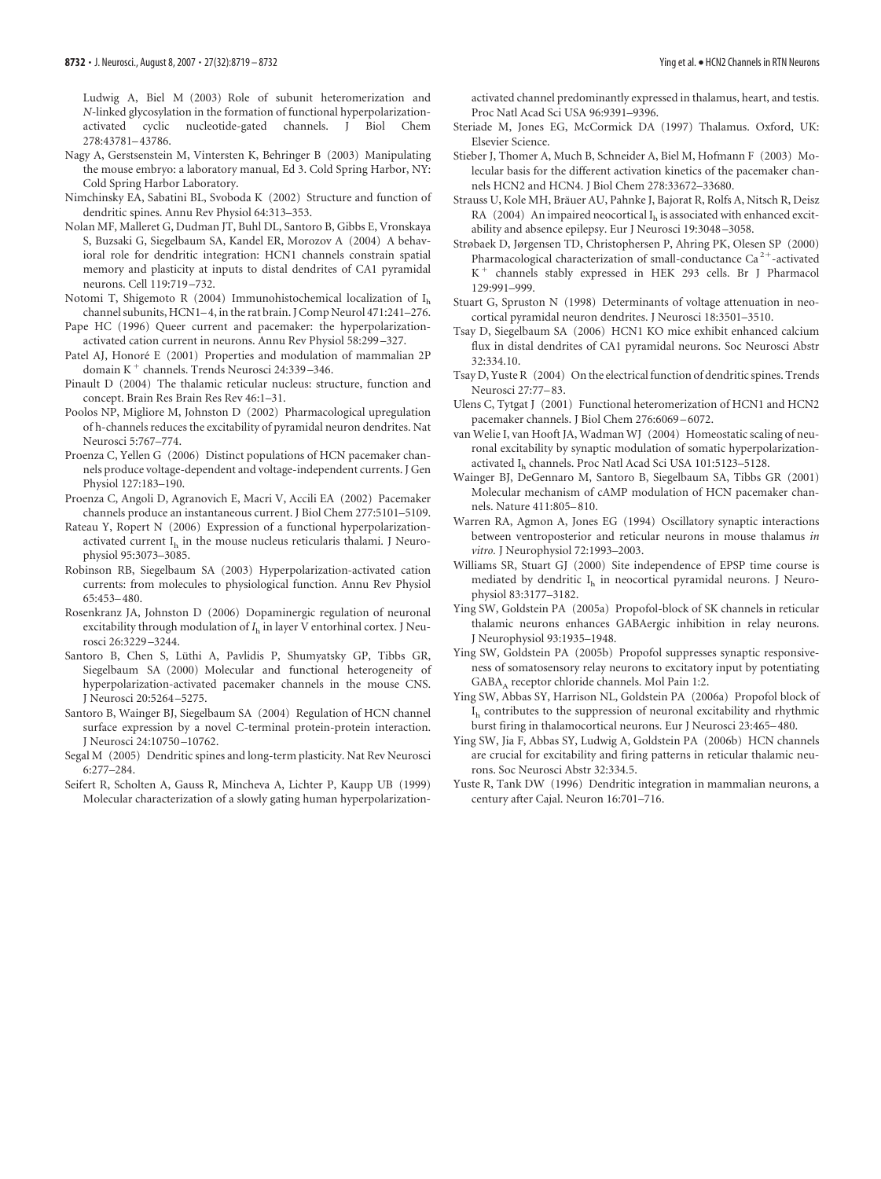Ludwig A, Biel M (2003) Role of subunit heteromerization and N-linked glycosylation in the formation of functional hyperpolarization-activated cyclic nucleotide-gated channels. J Biol Chem 278:43781–43786.

Nagy A, Gerstsenstein M, Vintersten K, Behringer B (2003) Manipulating the mouse embryo: a laboratory manual, Ed 3. Cold Spring Harbor, NY: Cold Spring Harbor Laboratory.

Nimchinsky EA, Sabatini BL, Svoboda K (2002) Structure and function of dendritic spines. Annu Rev Physiol 64:313–353.

Nolan MF, Malleret G, Dudman JT, Buhl DL, Santoro B, Gibbs E, Vronskaya S, Buzsaki G, Siegelbaum SA, Kandel ER, Morozov A (2004) A behavioral role for dendritic integration: HCN1 channels constrain spatial memory and plasticity at inputs to distal dendrites of CA1 pyramidal neurons. Cell 119:719–732.

Notomi T, Shigemoto R (2004) Immunohistochemical localization of $I_h$ channel subunits, HCN1–4, in the rat brain. J Comp Neurol 471:241–276.

Pape HC (1996) Queer current and pacemaker: the hyperpolarization-activated cation current in neurons. Annu Rev Physiol 58:299–327.

Patel AJ, Honoré E (2001) Properties and modulation of mammalian 2P domain $K^+$ channels. Trends Neurosci 24:339–346.

Pinault D (2004) The thalamic reticular nucleus: structure, function and concept. Brain Res Brain Res Rev 46:1–31.

Poolos NP, Migliore M, Johnston D (2002) Pharmacological upregulation of h-channels reduces the excitability of pyramidal neuron dendrites. Nat Neurosci 5:767–774.

Proenza C, Yellen G (2006) Distinct populations of HCN pacemaker channels produce voltage-dependent and voltage-independent currents. J Gen Physiol 127:183–190.

Proenza C, Angoli D, Agranovich E, Macri V, Accili EA (2002) Pacemaker channels produce an instantaneous current. J Biol Chem 277:5101–5109.

Rateau Y, Ropert N (2006) Expression of a functional hyperpolarization-activated current $I_h$ in the mouse nucleus reticularis thalami. J Neurophysiol 95:3073–3085.

Robinson RB, Siegelbaum SA (2003) Hyperpolarization-activated cation currents: from molecules to physiological function. Annu Rev Physiol 65:453–480.

Rosenkranz JA, Johnston D (2006) Dopaminergic regulation of neuronal excitability through modulation of $I_h$ in layer V entorhinal cortex. J Neurosci 26:3229–3244.

Santoro B, Chen S, Lüthi A, Pavlidis P, Shumyatsky GP, Tibbs GR, Siegelbaum SA (2000) Molecular and functional heterogeneity of hyperpolarization-activated pacemaker channels in the mouse CNS. J Neurosci 20:5264–5275.

Santoro B, Wainger BJ, Siegelbaum SA (2004) Regulation of HCN channel surface expression by a novel C-terminal protein-protein interaction. J Neurosci 24:10750–10762.

Segal M (2005) Dendritic spines and long-term plasticity. Nat Rev Neurosci 6:277–284.

Seifert R, Scholten A, Gauss R, Mincheva A, Lichter P, Kaupp UB (1999) Molecular characterization of a slowly gating human hyperpolarization-activated channel predominantly expressed in thalamus, heart, and testis. Proc Natl Acad Sci USA 96:9391–9396.

Steriade M, Jones EG, McCormick DA (1997) Thalamus. Oxford, UK: Elsevier Science.

Stieber J, Thomer A, Much B, Schneider A, Biel M, Hofmann F (2003) Molecular basis for the different activation kinetics of the pacemaker channels HCN2 and HCN4. J Biol Chem 278:33672–33680.

Strauss U, Kole MH, Bräuer AU, Pahnke J, Bajorat R, Rolfs A, Nitsch R, Deisz RA (2004) An impaired neocortical $I_h$ is associated with enhanced excitability and absence epilepsy. Eur J Neurosci 19:3048–3058.

Strøbaek D, Jørgensen TD, Christophersen P, Ahring PK, Olesen SP (2000) Pharmacological characterization of small-conductance $Ca^{2+}$-activated $K^+$ channels stably expressed in HEK 293 cells. Br J Pharmacol 129:991–999.

Stuart G, Spruston N (1998) Determinants of voltage attenuation in neocortical pyramidal neuron dendrites. J Neurosci 18:3501–3510.

Tsay D, Siegelbaum SA (2006) HCN1 KO mice exhibit enhanced calcium flux in distal dendrites of CA1 pyramidal neurons. Soc Neurosci Abstr 32:334.10.

Tsay D, Yuste R (2004) On the electrical function of dendritic spines. Trends Neurosci 27:77–83.

Ulens C, Tytgat J (2001) Functional heteromerization of HCN1 and HCN2 pacemaker channels. J Biol Chem 276:6069–6072.

van Welie I, van Hooft JA, Wadman WJ (2004) Homeostatic scaling of neuronal excitability by synaptic modulation of somatic hyperpolarization-activated $I_h$ channels. Proc Natl Acad Sci USA 101:5123–5128.

Wainger BJ, DeGennaro M, Santoro B, Siegelbaum SA, Tibbs GR (2001) Molecular mechanism of cAMP modulation of HCN pacemaker channels. Nature 411:805–810.

Warren RA, Agmon A, Jones EG (1994) Oscillatory synaptic interactions between ventroposterior and reticular neurons in mouse thalamus *in vitro*. J Neurophysiol 72:1993–2003.

Williams SR, Stuart GJ (2000) Site independence of EPSP time course is mediated by dendritic $I_h$ in neocortical pyramidal neurons. J Neurophysiol 83:3177–3182.

Ying SW, Goldstein PA (2005a) Propofol-block of SK channels in reticular thalamic neurons enhances GABAergic inhibition in relay neurons. J Neurophysiol 93:1935–1948.

Ying SW, Goldstein PA (2005b) Propofol suppresses synaptic responsiveness of somatosensory relay neurons to excitatory input by potentiating $GABA_A$ receptor chloride channels. Mol Pain 1:2.

Ying SW, Abbas SY, Harrison NL, Goldstein PA (2006a) Propofol block of $I_h$ contributes to the suppression of neuronal excitability and rhythmic burst firing in thalamocortical neurons. Eur J Neurosci 23:465–480.

Ying SW, Jia F, Abbas SY, Ludwig A, Goldstein PA (2006b) HCN channels are crucial for excitability and firing patterns in reticular thalamic neurons. Soc Neurosci Abstr 32:334.5.

Yuste R, Tank DW (1996) Dendritic integration in mammalian neurons, a century after Cajal. Neuron 16:701–716.